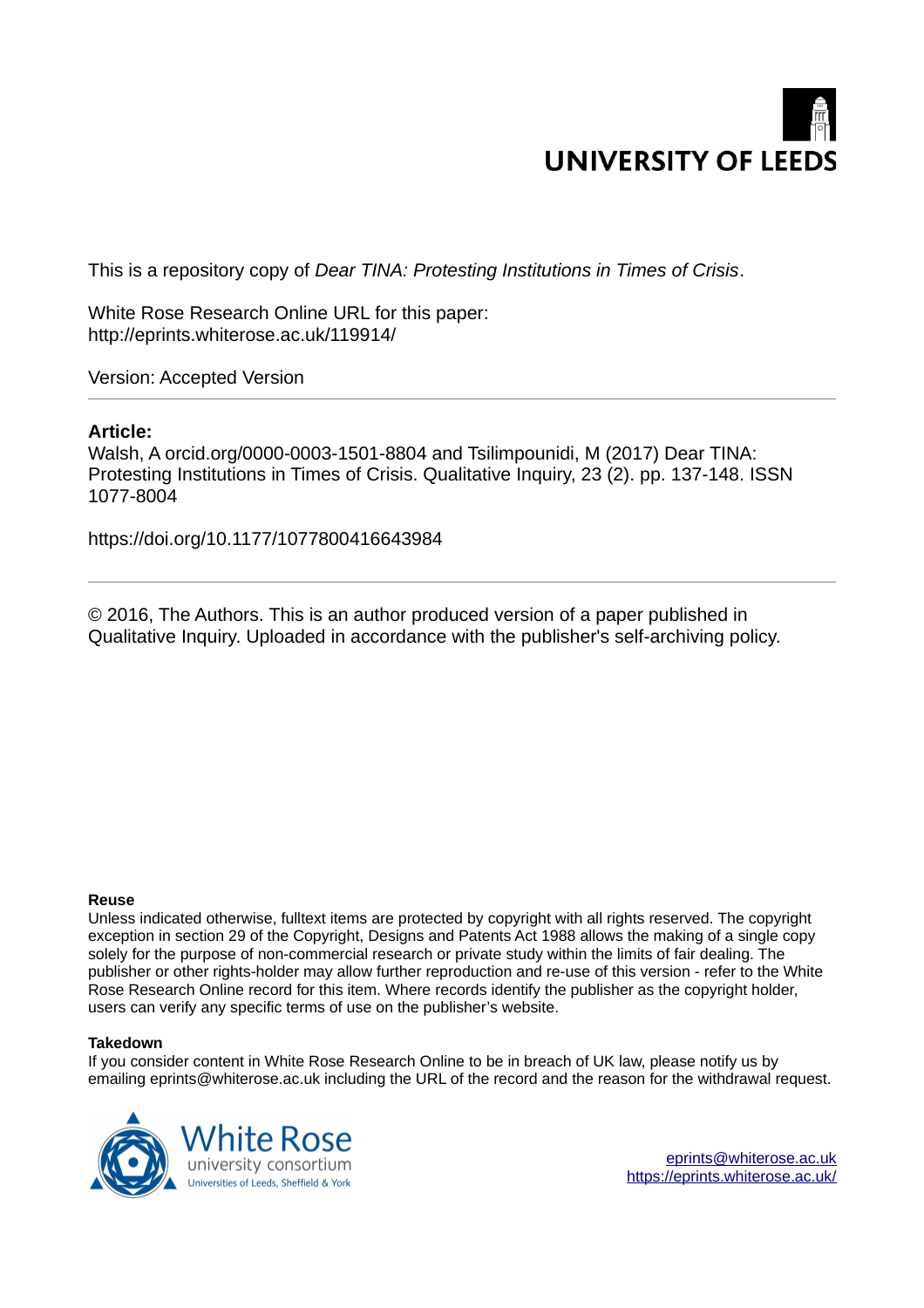UNIVERSITY OF LEEDS

This is a repository copy of *Dear TINA: Protesting Institutions in Times of Crisis*.

White Rose Research Online URL for this paper:
http://eprints.whiterose.ac.uk/119914/

Version: Accepted Version

---

**Article:**

Walsh, A orcid.org/0000-0003-1501-8804 and Tsilimpounidi, M (2017) Dear TINA: Protesting Institutions in Times of Crisis. Qualitative Inquiry, 23 (2). pp. 137-148. ISSN 1077-8004

https://doi.org/10.1177/1077800416643984

---

© 2016, The Authors. This is an author produced version of a paper published in Qualitative Inquiry. Uploaded in accordance with the publisher's self-archiving policy.

**Reuse**

Unless indicated otherwise, fulltext items are protected by copyright with all rights reserved. The copyright exception in section 29 of the Copyright, Designs and Patents Act 1988 allows the making of a single copy solely for the purpose of non-commercial research or private study within the limits of fair dealing. The publisher or other rights-holder may allow further reproduction and re-use of this version - refer to the White Rose Research Online record for this item. Where records identify the publisher as the copyright holder, users can verify any specific terms of use on the publisher's website.

**Takedown**

If you consider content in White Rose Research Online to be in breach of UK law, please notify us by emailing eprints@whiterose.ac.uk including the URL of the record and the reason for the withdrawal request.

White Rose university consortium
Universities of Leeds, Sheffield & York

eprints@whiterose.ac.uk
https://eprints.whiterose.ac.uk/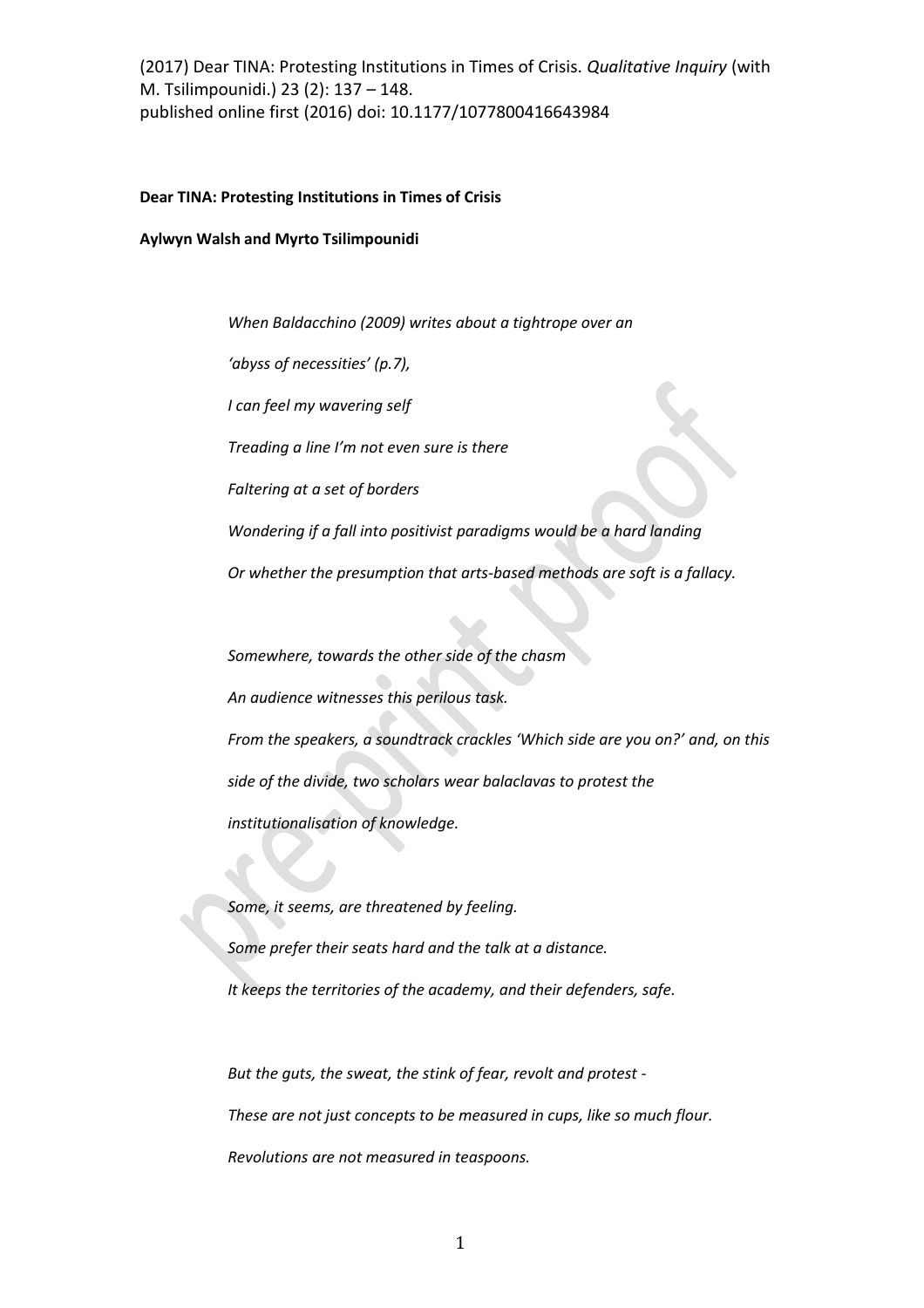(2017) Dear TINA: Protesting Institutions in Times of Crisis. *Qualitative Inquiry* (with M. Tsilimpounidi.) 23 (2): 137 – 148.
published online first (2016) doi: 10.1177/1077800416643984

**Dear TINA: Protesting Institutions in Times of Crisis**

**Aylwyn Walsh and Myrto Tsilimpounidi**

*When Baldacchino (2009) writes about a tightrope over an*
*'abyss of necessities' (p.7),*
*I can feel my wavering self*
*Treading a line I'm not even sure is there*
*Faltering at a set of borders*
*Wondering if a fall into positivist paradigms would be a hard landing*
*Or whether the presumption that arts-based methods are soft is a fallacy.*

*Somewhere, towards the other side of the chasm*
*An audience witnesses this perilous task.*
*From the speakers, a soundtrack crackles 'Which side are you on?' and, on this side of the divide, two scholars wear balaclavas to protest the institutionalisation of knowledge.*

*Some, it seems, are threatened by feeling.*
*Some prefer their seats hard and the talk at a distance.*
*It keeps the territories of the academy, and their defenders, safe.*

*But the guts, the sweat, the stink of fear, revolt and protest -*
*These are not just concepts to be measured in cups, like so much flour.*
*Revolutions are not measured in teaspoons.*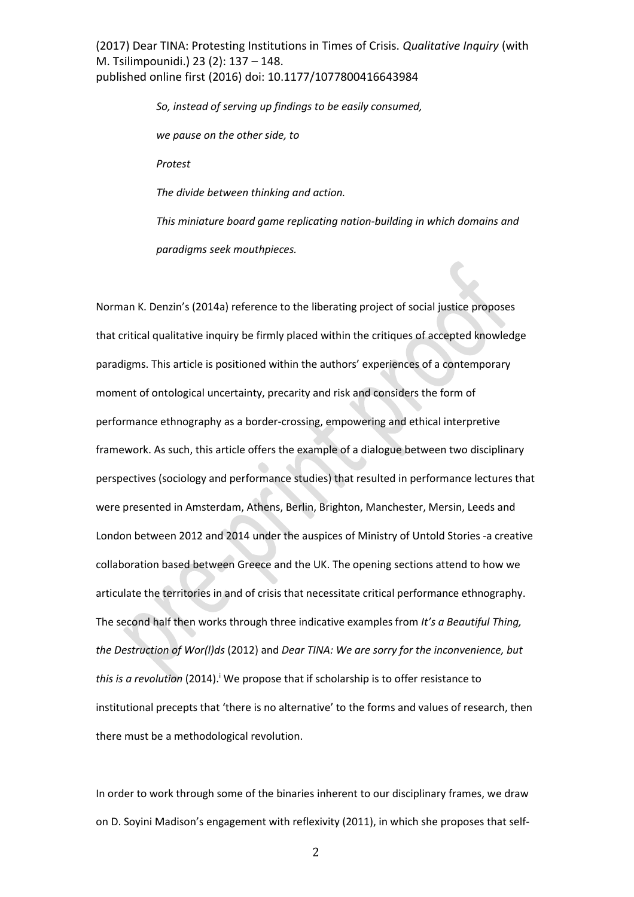*So, instead of serving up findings to be easily consumed,*

*we pause on the other side, to*

*Protest*

*The divide between thinking and action.*

*This miniature board game replicating nation-building in which domains and paradigms seek mouthpieces.*

Norman K. Denzin's (2014a) reference to the liberating project of social justice proposes that critical qualitative inquiry be firmly placed within the critiques of accepted knowledge paradigms. This article is positioned within the authors' experiences of a contemporary moment of ontological uncertainty, precarity and risk and considers the form of performance ethnography as a border-crossing, empowering and ethical interpretive framework. As such, this article offers the example of a dialogue between two disciplinary perspectives (sociology and performance studies) that resulted in performance lectures that were presented in Amsterdam, Athens, Berlin, Brighton, Manchester, Mersin, Leeds and London between 2012 and 2014 under the auspices of Ministry of Untold Stories -a creative collaboration based between Greece and the UK. The opening sections attend to how we articulate the territories in and of crisis that necessitate critical performance ethnography. The second half then works through three indicative examples from *It's a Beautiful Thing, the Destruction of Wor(l)ds* (2012) and *Dear TINA: We are sorry for the inconvenience, but this is a revolution* (2014).[i] We propose that if scholarship is to offer resistance to institutional precepts that 'there is no alternative' to the forms and values of research, then there must be a methodological revolution.

In order to work through some of the binaries inherent to our disciplinary frames, we draw on D. Soyini Madison's engagement with reflexivity (2011), in which she proposes that self-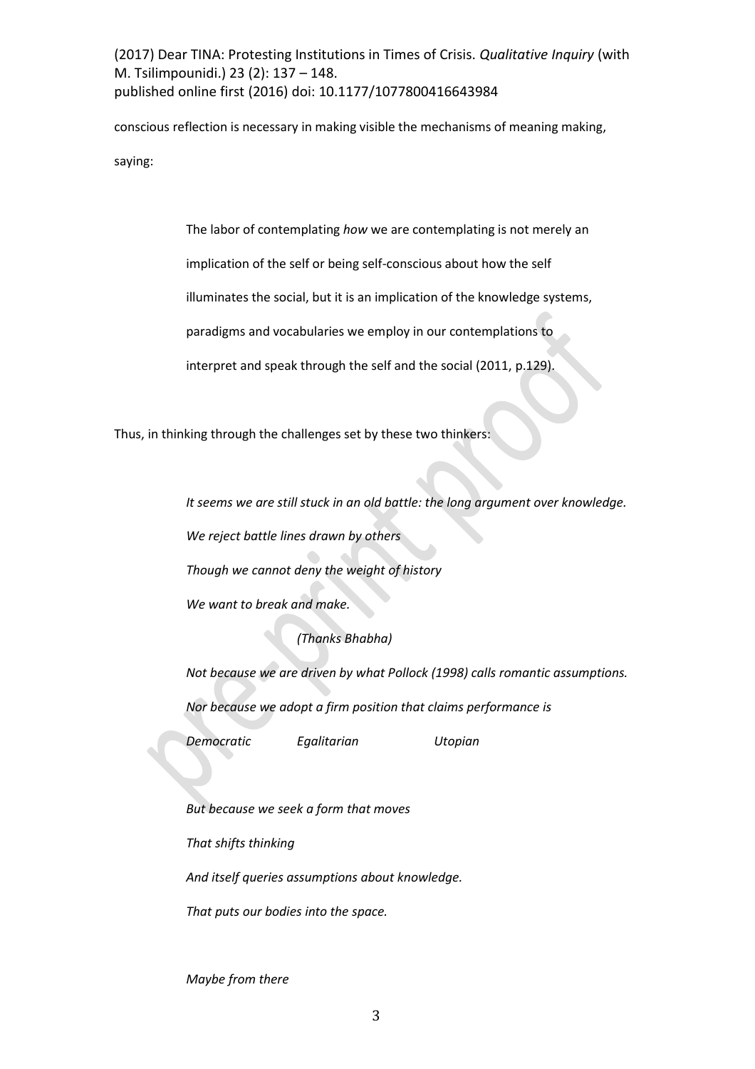conscious reflection is necessary in making visible the mechanisms of meaning making, saying:

> The labor of contemplating *how* we are contemplating is not merely an implication of the self or being self-conscious about how the self illuminates the social, but it is an implication of the knowledge systems, paradigms and vocabularies we employ in our contemplations to interpret and speak through the self and the social (2011, p.129).

Thus, in thinking through the challenges set by these two thinkers:

> *It seems we are still stuck in an old battle: the long argument over knowledge.*
>
> *We reject battle lines drawn by others*
>
> *Though we cannot deny the weight of history*
>
> *We want to break and make.*
>
> *(Thanks Bhabha)*
>
> *Not because we are driven by what Pollock (1998) calls romantic assumptions.*
>
> *Nor because we adopt a firm position that claims performance is*
>
> *Democratic          Egalitarian          Utopian*
>
> *But because we seek a form that moves*
>
> *That shifts thinking*
>
> *And itself queries assumptions about knowledge.*
>
> *That puts our bodies into the space.*
>
> *Maybe from there*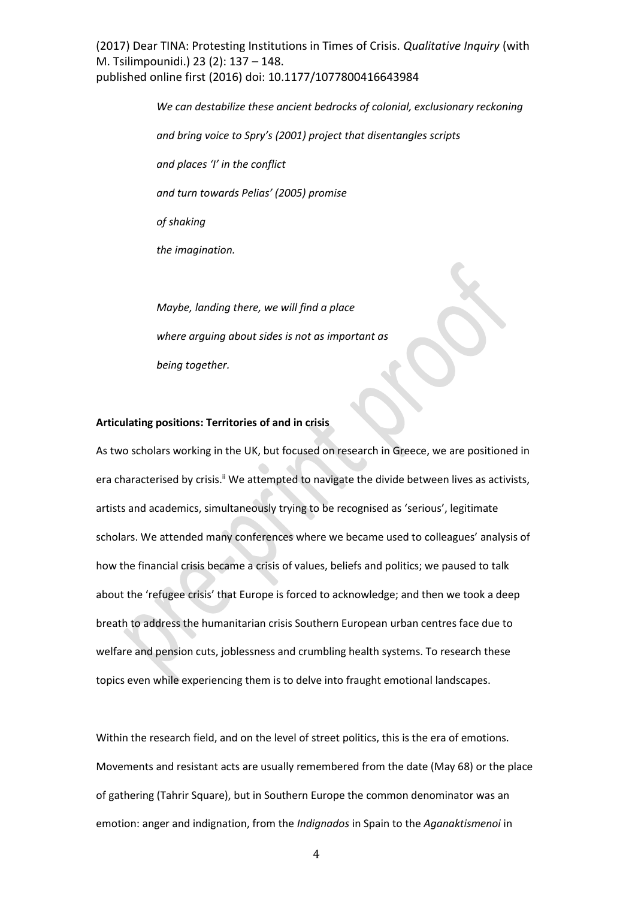*We can destabilize these ancient bedrocks of colonial, exclusionary reckoning*

*and bring voice to Spry's (2001) project that disentangles scripts*

*and places 'I' in the conflict*

*and turn towards Pelias' (2005) promise*

*of shaking*

*the imagination.*

*Maybe, landing there, we will find a place*

*where arguing about sides is not as important as*

*being together.*

**Articulating positions: Territories of and in crisis**

As two scholars working in the UK, but focused on research in Greece, we are positioned in era characterised by crisis.[ii] We attempted to navigate the divide between lives as activists, artists and academics, simultaneously trying to be recognised as 'serious', legitimate scholars. We attended many conferences where we became used to colleagues' analysis of how the financial crisis became a crisis of values, beliefs and politics; we paused to talk about the 'refugee crisis' that Europe is forced to acknowledge; and then we took a deep breath to address the humanitarian crisis Southern European urban centres face due to welfare and pension cuts, joblessness and crumbling health systems. To research these topics even while experiencing them is to delve into fraught emotional landscapes.

Within the research field, and on the level of street politics, this is the era of emotions. Movements and resistant acts are usually remembered from the date (May 68) or the place of gathering (Tahrir Square), but in Southern Europe the common denominator was an emotion: anger and indignation, from the *Indignados* in Spain to the *Aganaktismenoi* in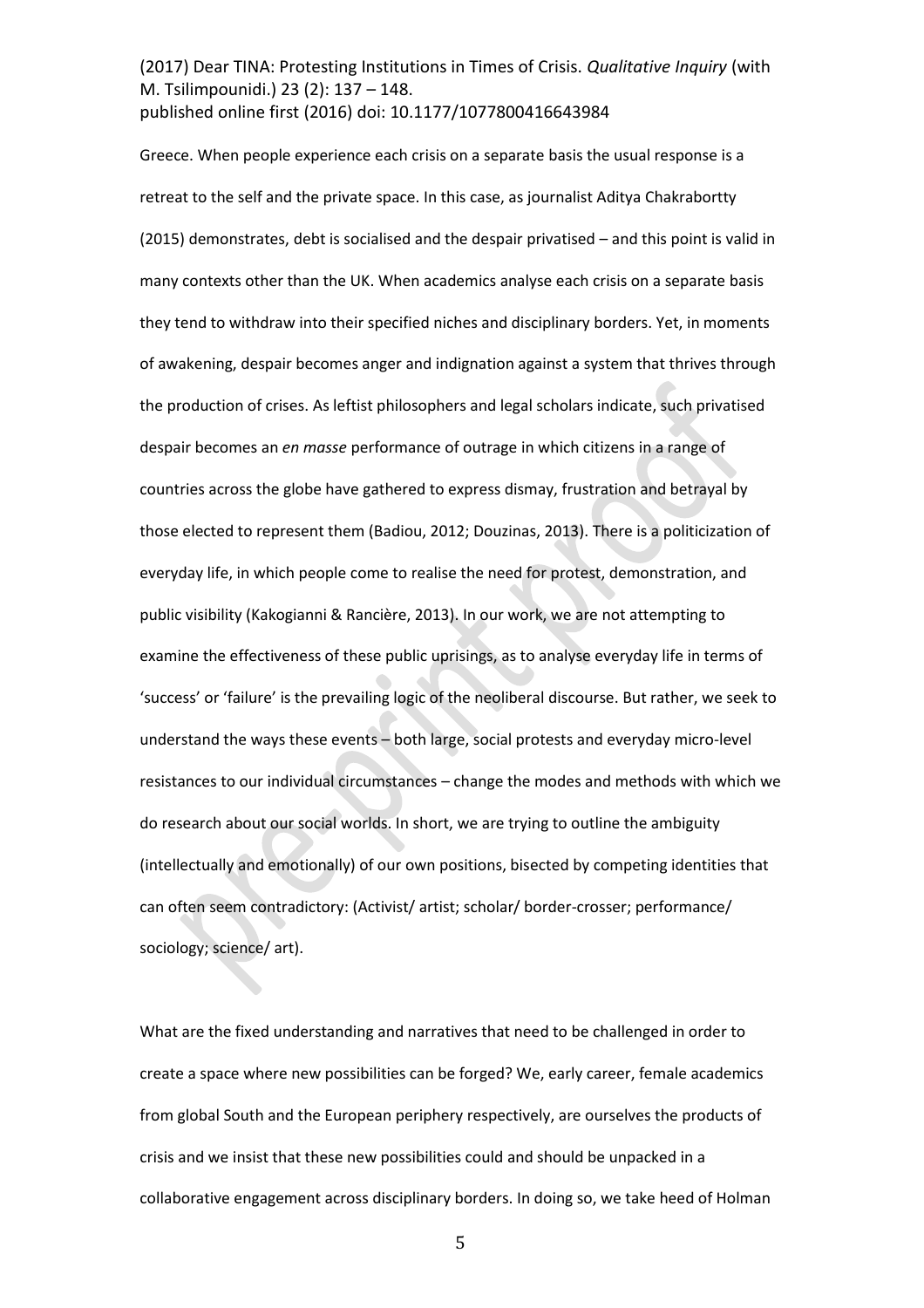Greece. When people experience each crisis on a separate basis the usual response is a retreat to the self and the private space. In this case, as journalist Aditya Chakrabortty (2015) demonstrates, debt is socialised and the despair privatised – and this point is valid in many contexts other than the UK. When academics analyse each crisis on a separate basis they tend to withdraw into their specified niches and disciplinary borders. Yet, in moments of awakening, despair becomes anger and indignation against a system that thrives through the production of crises. As leftist philosophers and legal scholars indicate, such privatised despair becomes an *en masse* performance of outrage in which citizens in a range of countries across the globe have gathered to express dismay, frustration and betrayal by those elected to represent them (Badiou, 2012; Douzinas, 2013). There is a politicization of everyday life, in which people come to realise the need for protest, demonstration, and public visibility (Kakogianni & Rancière, 2013). In our work, we are not attempting to examine the effectiveness of these public uprisings, as to analyse everyday life in terms of 'success' or 'failure' is the prevailing logic of the neoliberal discourse. But rather, we seek to understand the ways these events – both large, social protests and everyday micro-level resistances to our individual circumstances – change the modes and methods with which we do research about our social worlds. In short, we are trying to outline the ambiguity (intellectually and emotionally) of our own positions, bisected by competing identities that can often seem contradictory: (Activist/ artist; scholar/ border-crosser; performance/ sociology; science/ art).

What are the fixed understanding and narratives that need to be challenged in order to create a space where new possibilities can be forged? We, early career, female academics from global South and the European periphery respectively, are ourselves the products of crisis and we insist that these new possibilities could and should be unpacked in a collaborative engagement across disciplinary borders. In doing so, we take heed of Holman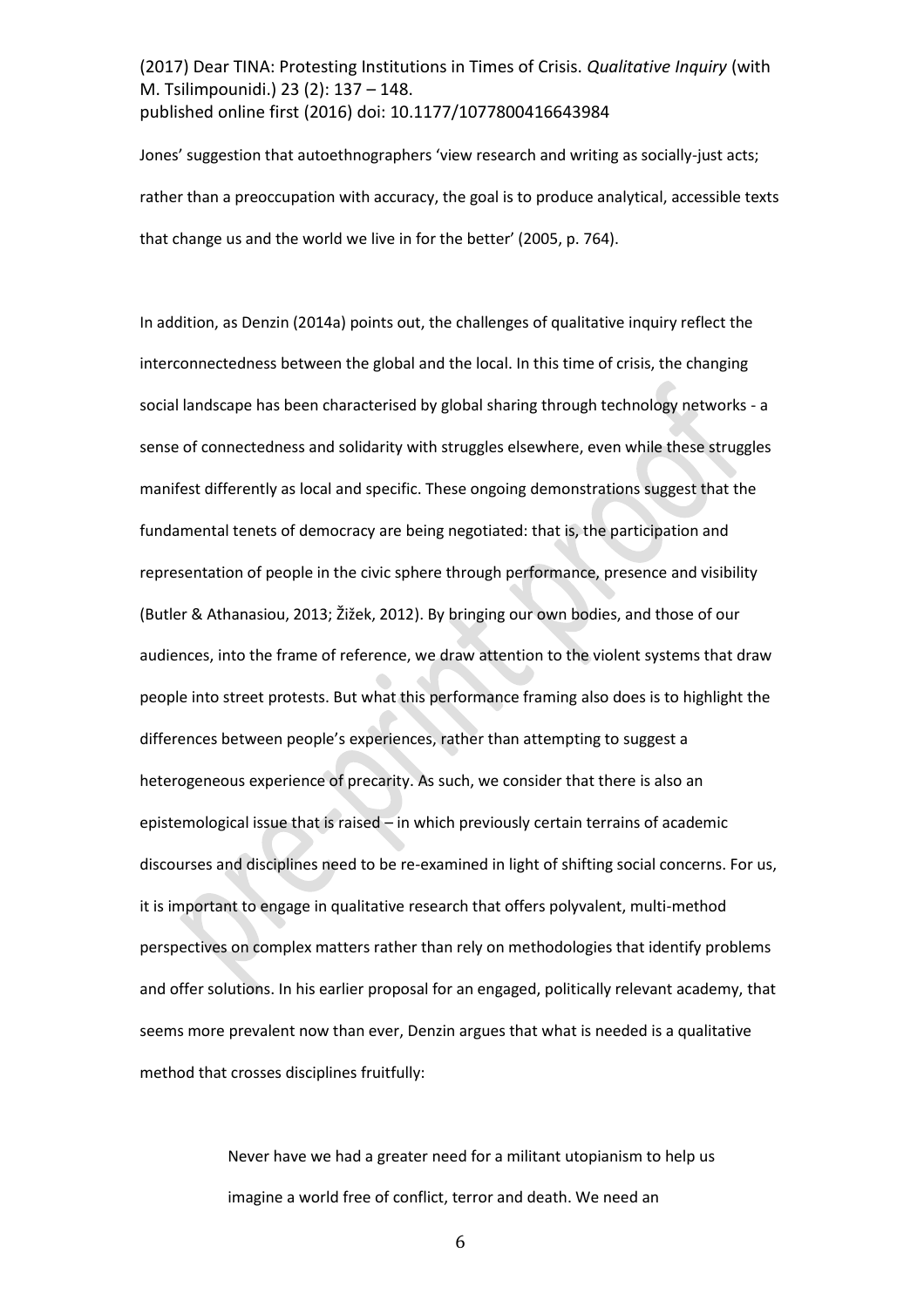Jones' suggestion that autoethnographers 'view research and writing as socially-just acts; rather than a preoccupation with accuracy, the goal is to produce analytical, accessible texts that change us and the world we live in for the better' (2005, p. 764).

In addition, as Denzin (2014a) points out, the challenges of qualitative inquiry reflect the interconnectedness between the global and the local. In this time of crisis, the changing social landscape has been characterised by global sharing through technology networks - a sense of connectedness and solidarity with struggles elsewhere, even while these struggles manifest differently as local and specific. These ongoing demonstrations suggest that the fundamental tenets of democracy are being negotiated: that is, the participation and representation of people in the civic sphere through performance, presence and visibility (Butler & Athanasiou, 2013; Žižek, 2012). By bringing our own bodies, and those of our audiences, into the frame of reference, we draw attention to the violent systems that draw people into street protests. But what this performance framing also does is to highlight the differences between people's experiences, rather than attempting to suggest a heterogeneous experience of precarity. As such, we consider that there is also an epistemological issue that is raised – in which previously certain terrains of academic discourses and disciplines need to be re-examined in light of shifting social concerns. For us, it is important to engage in qualitative research that offers polyvalent, multi-method perspectives on complex matters rather than rely on methodologies that identify problems and offer solutions. In his earlier proposal for an engaged, politically relevant academy, that seems more prevalent now than ever, Denzin argues that what is needed is a qualitative method that crosses disciplines fruitfully:

> Never have we had a greater need for a militant utopianism to help us imagine a world free of conflict, terror and death. We need an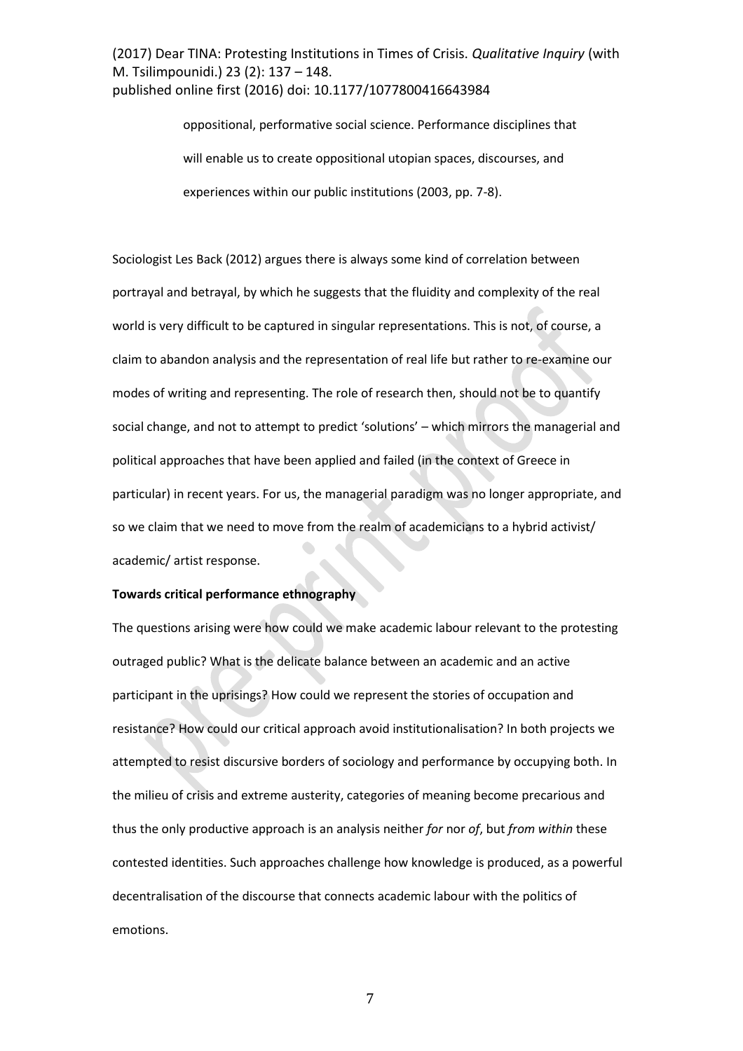> oppositional, performative social science. Performance disciplines that will enable us to create oppositional utopian spaces, discourses, and experiences within our public institutions (2003, pp. 7-8).

Sociologist Les Back (2012) argues there is always some kind of correlation between portrayal and betrayal, by which he suggests that the fluidity and complexity of the real world is very difficult to be captured in singular representations. This is not, of course, a claim to abandon analysis and the representation of real life but rather to re-examine our modes of writing and representing. The role of research then, should not be to quantify social change, and not to attempt to predict 'solutions' – which mirrors the managerial and political approaches that have been applied and failed (in the context of Greece in particular) in recent years. For us, the managerial paradigm was no longer appropriate, and so we claim that we need to move from the realm of academicians to a hybrid activist/ academic/ artist response.

**Towards critical performance ethnography**

The questions arising were how could we make academic labour relevant to the protesting outraged public? What is the delicate balance between an academic and an active participant in the uprisings? How could we represent the stories of occupation and resistance? How could our critical approach avoid institutionalisation? In both projects we attempted to resist discursive borders of sociology and performance by occupying both. In the milieu of crisis and extreme austerity, categories of meaning become precarious and thus the only productive approach is an analysis neither *for* nor *of*, but *from within* these contested identities. Such approaches challenge how knowledge is produced, as a powerful decentralisation of the discourse that connects academic labour with the politics of emotions.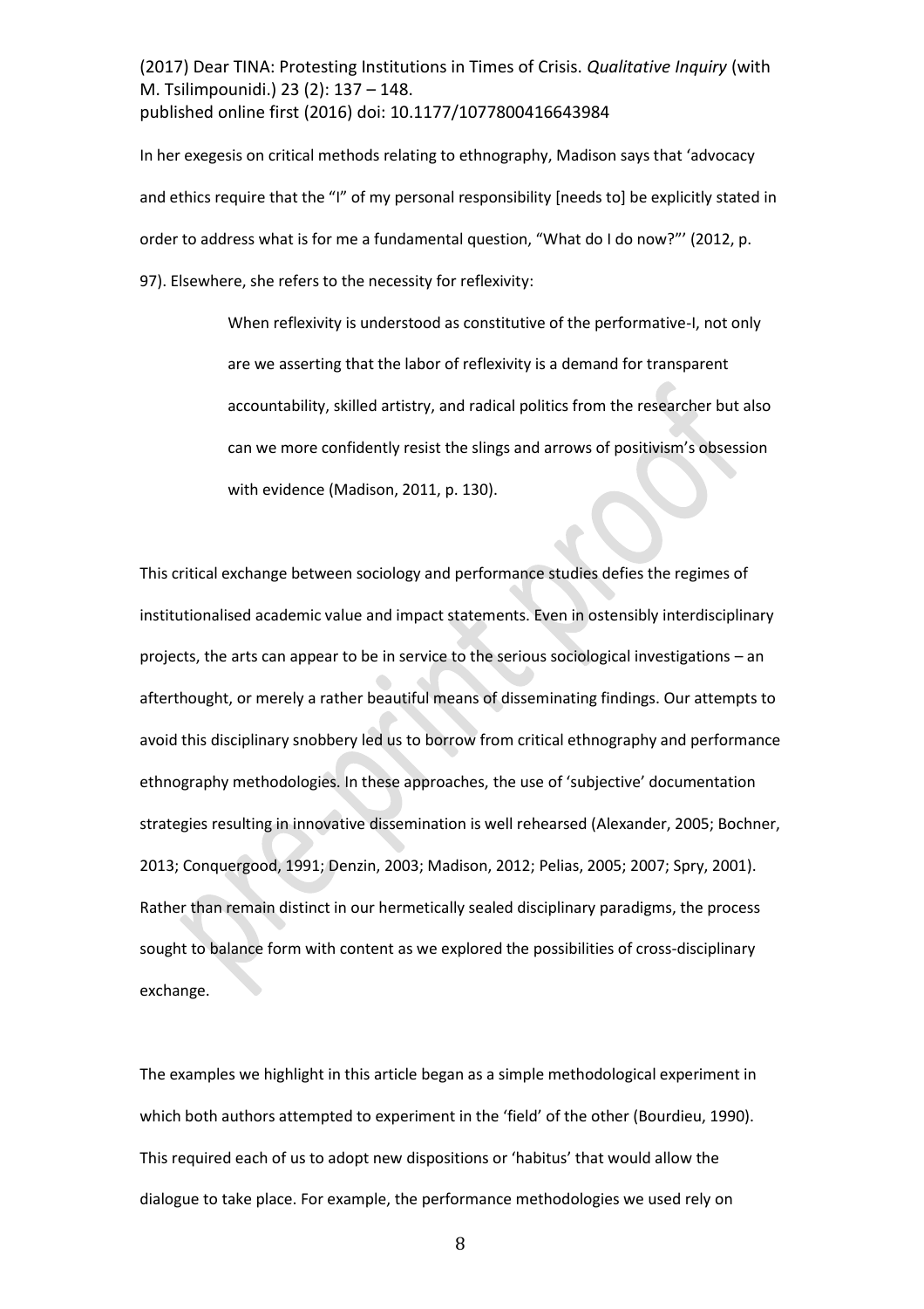In her exegesis on critical methods relating to ethnography, Madison says that 'advocacy and ethics require that the "I" of my personal responsibility [needs to] be explicitly stated in order to address what is for me a fundamental question, "What do I do now?"' (2012, p. 97). Elsewhere, she refers to the necessity for reflexivity:

> When reflexivity is understood as constitutive of the performative-I, not only are we asserting that the labor of reflexivity is a demand for transparent accountability, skilled artistry, and radical politics from the researcher but also can we more confidently resist the slings and arrows of positivism's obsession with evidence (Madison, 2011, p. 130).

This critical exchange between sociology and performance studies defies the regimes of institutionalised academic value and impact statements. Even in ostensibly interdisciplinary projects, the arts can appear to be in service to the serious sociological investigations – an afterthought, or merely a rather beautiful means of disseminating findings. Our attempts to avoid this disciplinary snobbery led us to borrow from critical ethnography and performance ethnography methodologies. In these approaches, the use of 'subjective' documentation strategies resulting in innovative dissemination is well rehearsed (Alexander, 2005; Bochner, 2013; Conquergood, 1991; Denzin, 2003; Madison, 2012; Pelias, 2005; 2007; Spry, 2001). Rather than remain distinct in our hermetically sealed disciplinary paradigms, the process sought to balance form with content as we explored the possibilities of cross-disciplinary exchange.

The examples we highlight in this article began as a simple methodological experiment in which both authors attempted to experiment in the 'field' of the other (Bourdieu, 1990). This required each of us to adopt new dispositions or 'habitus' that would allow the dialogue to take place. For example, the performance methodologies we used rely on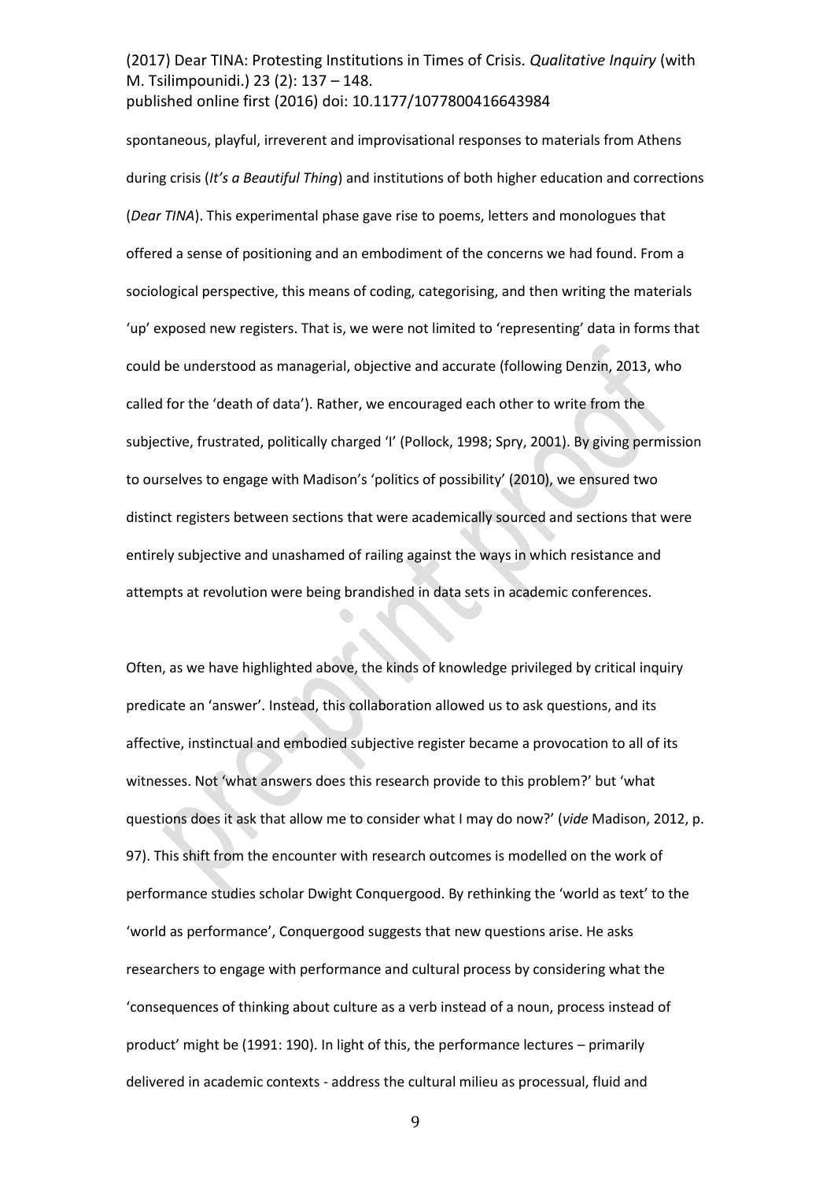spontaneous, playful, irreverent and improvisational responses to materials from Athens during crisis (*It's a Beautiful Thing*) and institutions of both higher education and corrections (*Dear TINA*). This experimental phase gave rise to poems, letters and monologues that offered a sense of positioning and an embodiment of the concerns we had found. From a sociological perspective, this means of coding, categorising, and then writing the materials 'up' exposed new registers. That is, we were not limited to 'representing' data in forms that could be understood as managerial, objective and accurate (following Denzin, 2013, who called for the 'death of data'). Rather, we encouraged each other to write from the subjective, frustrated, politically charged 'I' (Pollock, 1998; Spry, 2001). By giving permission to ourselves to engage with Madison's 'politics of possibility' (2010), we ensured two distinct registers between sections that were academically sourced and sections that were entirely subjective and unashamed of railing against the ways in which resistance and attempts at revolution were being brandished in data sets in academic conferences.

Often, as we have highlighted above, the kinds of knowledge privileged by critical inquiry predicate an 'answer'. Instead, this collaboration allowed us to ask questions, and its affective, instinctual and embodied subjective register became a provocation to all of its witnesses. Not 'what answers does this research provide to this problem?' but 'what questions does it ask that allow me to consider what I may do now?' (*vide* Madison, 2012, p. 97). This shift from the encounter with research outcomes is modelled on the work of performance studies scholar Dwight Conquergood. By rethinking the 'world as text' to the 'world as performance', Conquergood suggests that new questions arise. He asks researchers to engage with performance and cultural process by considering what the 'consequences of thinking about culture as a verb instead of a noun, process instead of product' might be (1991: 190). In light of this, the performance lectures – primarily delivered in academic contexts - address the cultural milieu as processual, fluid and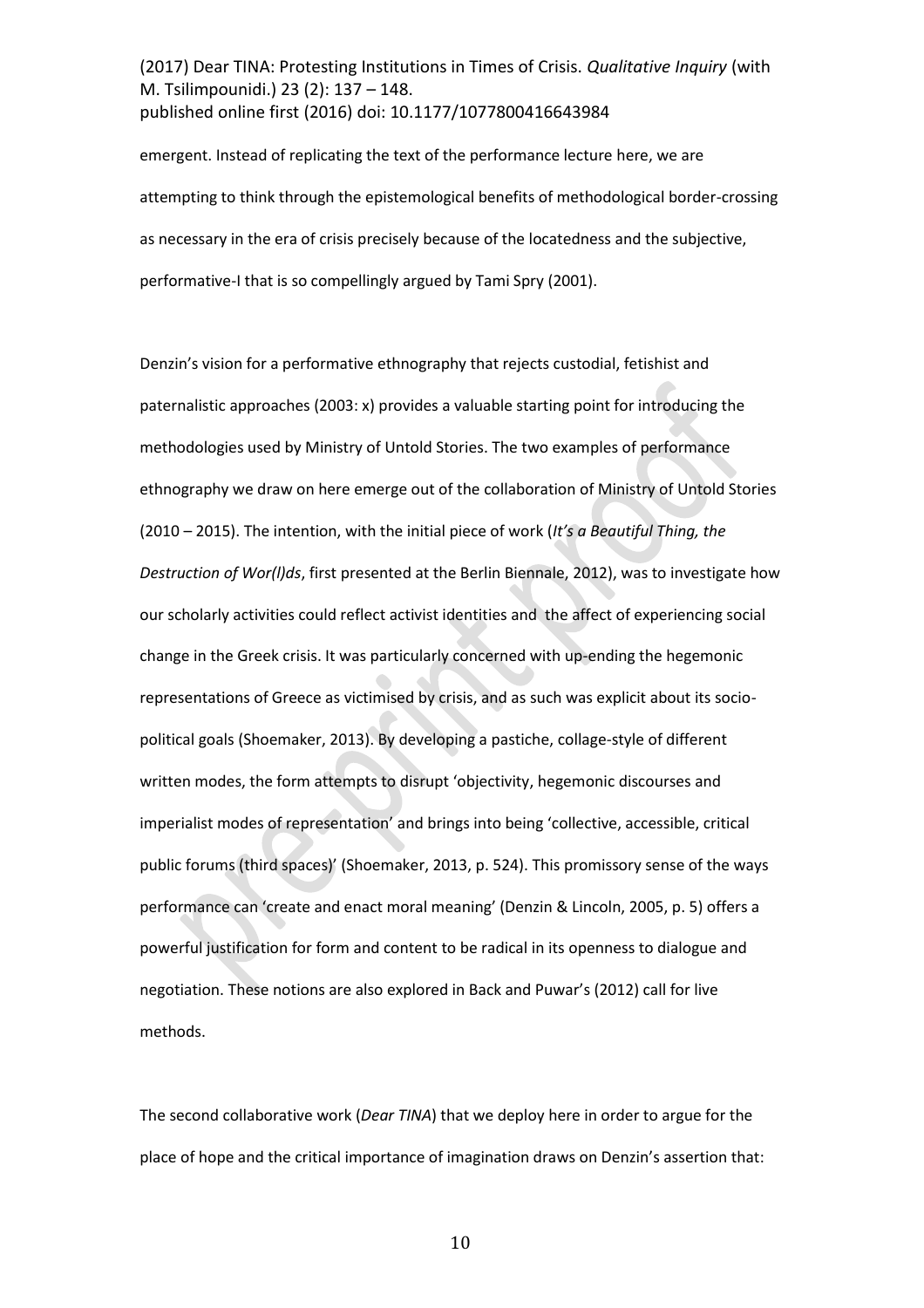emergent. Instead of replicating the text of the performance lecture here, we are attempting to think through the epistemological benefits of methodological border-crossing as necessary in the era of crisis precisely because of the locatedness and the subjective, performative-I that is so compellingly argued by Tami Spry (2001).

Denzin's vision for a performative ethnography that rejects custodial, fetishist and paternalistic approaches (2003: x) provides a valuable starting point for introducing the methodologies used by Ministry of Untold Stories. The two examples of performance ethnography we draw on here emerge out of the collaboration of Ministry of Untold Stories (2010 – 2015). The intention, with the initial piece of work (*It's a Beautiful Thing, the Destruction of Wor(l)ds*, first presented at the Berlin Biennale, 2012), was to investigate how our scholarly activities could reflect activist identities and the affect of experiencing social change in the Greek crisis. It was particularly concerned with up-ending the hegemonic representations of Greece as victimised by crisis, and as such was explicit about its socio-political goals (Shoemaker, 2013). By developing a pastiche, collage-style of different written modes, the form attempts to disrupt 'objectivity, hegemonic discourses and imperialist modes of representation' and brings into being 'collective, accessible, critical public forums (third spaces)' (Shoemaker, 2013, p. 524). This promissory sense of the ways performance can 'create and enact moral meaning' (Denzin & Lincoln, 2005, p. 5) offers a powerful justification for form and content to be radical in its openness to dialogue and negotiation. These notions are also explored in Back and Puwar's (2012) call for live methods.

The second collaborative work (*Dear TINA*) that we deploy here in order to argue for the place of hope and the critical importance of imagination draws on Denzin's assertion that: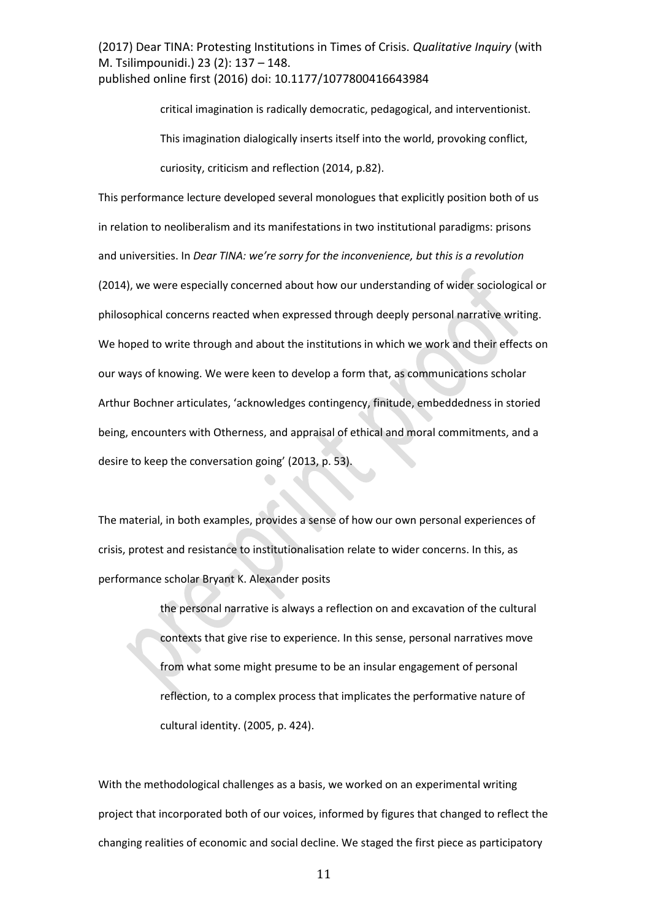> critical imagination is radically democratic, pedagogical, and interventionist. This imagination dialogically inserts itself into the world, provoking conflict, curiosity, criticism and reflection (2014, p.82).

This performance lecture developed several monologues that explicitly position both of us in relation to neoliberalism and its manifestations in two institutional paradigms: prisons and universities. In *Dear TINA: we're sorry for the inconvenience, but this is a revolution* (2014), we were especially concerned about how our understanding of wider sociological or philosophical concerns reacted when expressed through deeply personal narrative writing. We hoped to write through and about the institutions in which we work and their effects on our ways of knowing. We were keen to develop a form that, as communications scholar Arthur Bochner articulates, 'acknowledges contingency, finitude, embeddedness in storied being, encounters with Otherness, and appraisal of ethical and moral commitments, and a desire to keep the conversation going' (2013, p. 53).

The material, in both examples, provides a sense of how our own personal experiences of crisis, protest and resistance to institutionalisation relate to wider concerns. In this, as performance scholar Bryant K. Alexander posits

> the personal narrative is always a reflection on and excavation of the cultural contexts that give rise to experience. In this sense, personal narratives move from what some might presume to be an insular engagement of personal reflection, to a complex process that implicates the performative nature of cultural identity. (2005, p. 424).

With the methodological challenges as a basis, we worked on an experimental writing project that incorporated both of our voices, informed by figures that changed to reflect the changing realities of economic and social decline. We staged the first piece as participatory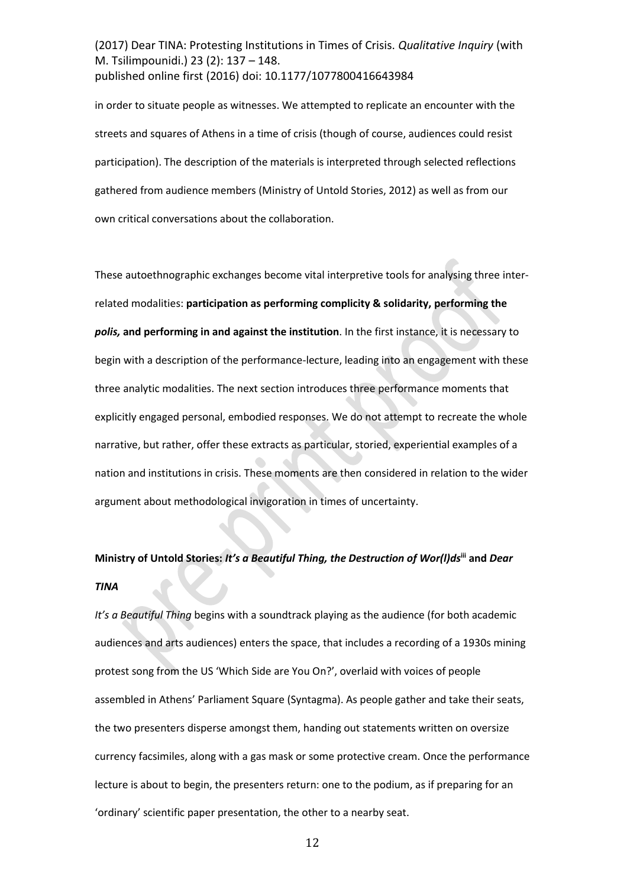in order to situate people as witnesses. We attempted to replicate an encounter with the streets and squares of Athens in a time of crisis (though of course, audiences could resist participation). The description of the materials is interpreted through selected reflections gathered from audience members (Ministry of Untold Stories, 2012) as well as from our own critical conversations about the collaboration.

These autoethnographic exchanges become vital interpretive tools for analysing three inter-related modalities: **participation as performing complicity & solidarity, performing the *polis,* and performing in and against the institution**. In the first instance, it is necessary to begin with a description of the performance-lecture, leading into an engagement with these three analytic modalities. The next section introduces three performance moments that explicitly engaged personal, embodied responses. We do not attempt to recreate the whole narrative, but rather, offer these extracts as particular, storied, experiential examples of a nation and institutions in crisis. These moments are then considered in relation to the wider argument about methodological invigoration in times of uncertainty.

**Ministry of Untold Stories: *It's a Beautiful Thing, the Destruction of Wor(l)ds*[iii] and *Dear TINA***

*It's a Beautiful Thing* begins with a soundtrack playing as the audience (for both academic audiences and arts audiences) enters the space, that includes a recording of a 1930s mining protest song from the US 'Which Side are You On?', overlaid with voices of people assembled in Athens' Parliament Square (Syntagma). As people gather and take their seats, the two presenters disperse amongst them, handing out statements written on oversize currency facsimiles, along with a gas mask or some protective cream. Once the performance lecture is about to begin, the presenters return: one to the podium, as if preparing for an 'ordinary' scientific paper presentation, the other to a nearby seat.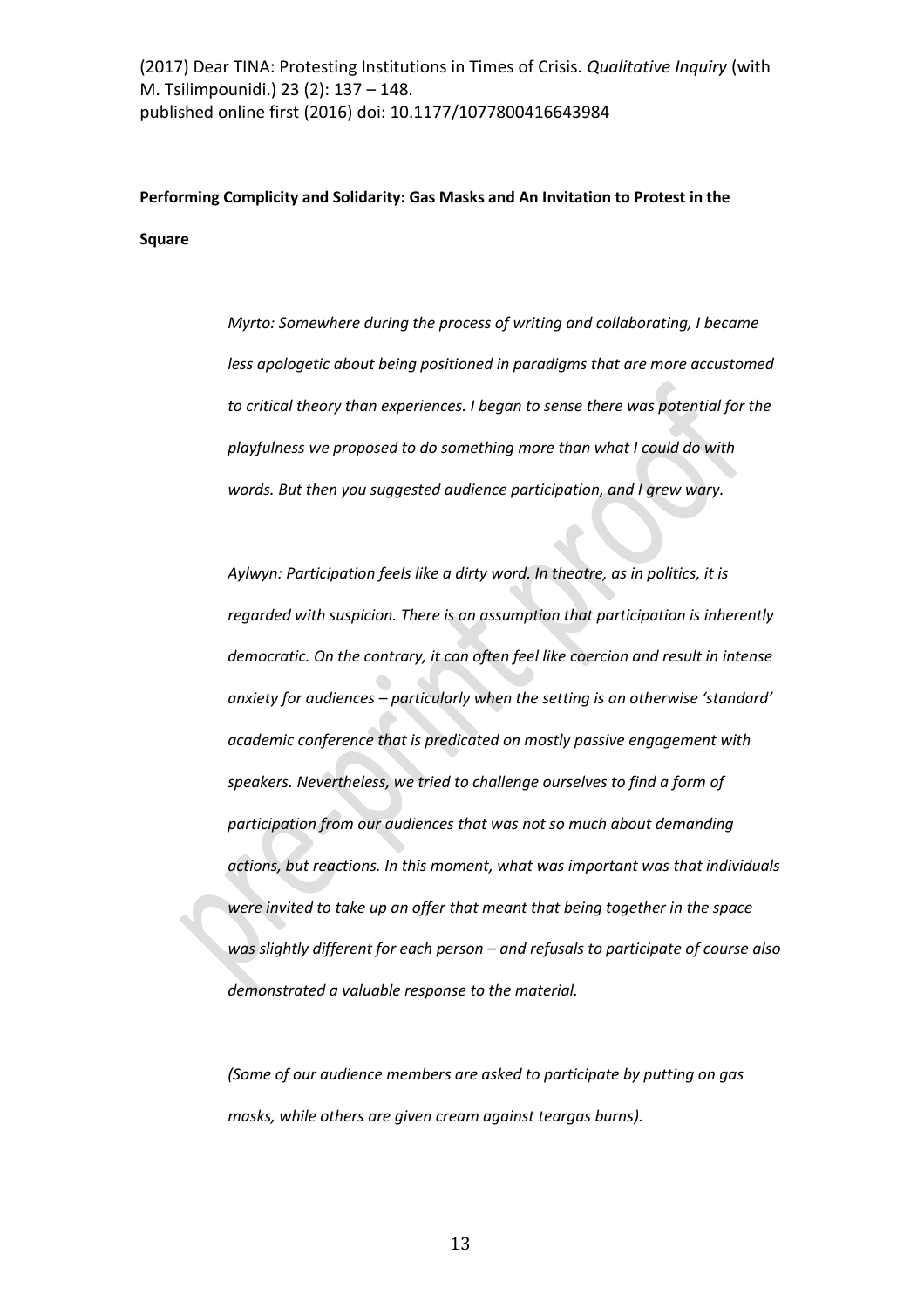**Performing Complicity and Solidarity: Gas Masks and An Invitation to Protest in the Square**

> *Myrto: Somewhere during the process of writing and collaborating, I became less apologetic about being positioned in paradigms that are more accustomed to critical theory than experiences. I began to sense there was potential for the playfulness we proposed to do something more than what I could do with words. But then you suggested audience participation, and I grew wary.*
>
> *Aylwyn: Participation feels like a dirty word. In theatre, as in politics, it is regarded with suspicion. There is an assumption that participation is inherently democratic. On the contrary, it can often feel like coercion and result in intense anxiety for audiences – particularly when the setting is an otherwise 'standard' academic conference that is predicated on mostly passive engagement with speakers. Nevertheless, we tried to challenge ourselves to find a form of participation from our audiences that was not so much about demanding actions, but reactions. In this moment, what was important was that individuals were invited to take up an offer that meant that being together in the space was slightly different for each person – and refusals to participate of course also demonstrated a valuable response to the material.*
>
> *(Some of our audience members are asked to participate by putting on gas masks, while others are given cream against teargas burns).*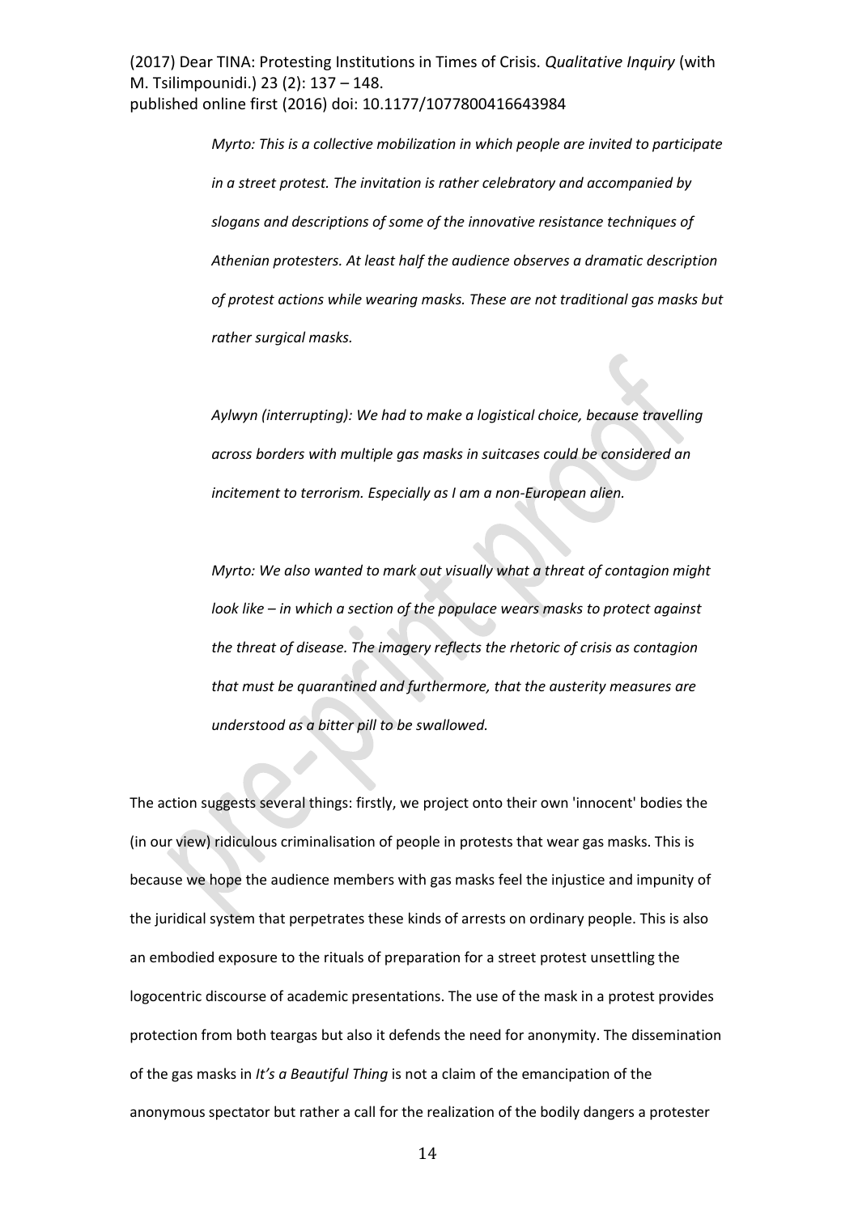*Myrto: This is a collective mobilization in which people are invited to participate in a street protest. The invitation is rather celebratory and accompanied by slogans and descriptions of some of the innovative resistance techniques of Athenian protesters. At least half the audience observes a dramatic description of protest actions while wearing masks. These are not traditional gas masks but rather surgical masks.*

*Aylwyn (interrupting): We had to make a logistical choice, because travelling across borders with multiple gas masks in suitcases could be considered an incitement to terrorism. Especially as I am a non-European alien.*

*Myrto: We also wanted to mark out visually what a threat of contagion might look like – in which a section of the populace wears masks to protect against the threat of disease. The imagery reflects the rhetoric of crisis as contagion that must be quarantined and furthermore, that the austerity measures are understood as a bitter pill to be swallowed.*

The action suggests several things: firstly, we project onto their own 'innocent' bodies the (in our view) ridiculous criminalisation of people in protests that wear gas masks. This is because we hope the audience members with gas masks feel the injustice and impunity of the juridical system that perpetrates these kinds of arrests on ordinary people. This is also an embodied exposure to the rituals of preparation for a street protest unsettling the logocentric discourse of academic presentations. The use of the mask in a protest provides protection from both teargas but also it defends the need for anonymity. The dissemination of the gas masks in *It's a Beautiful Thing* is not a claim of the emancipation of the anonymous spectator but rather a call for the realization of the bodily dangers a protester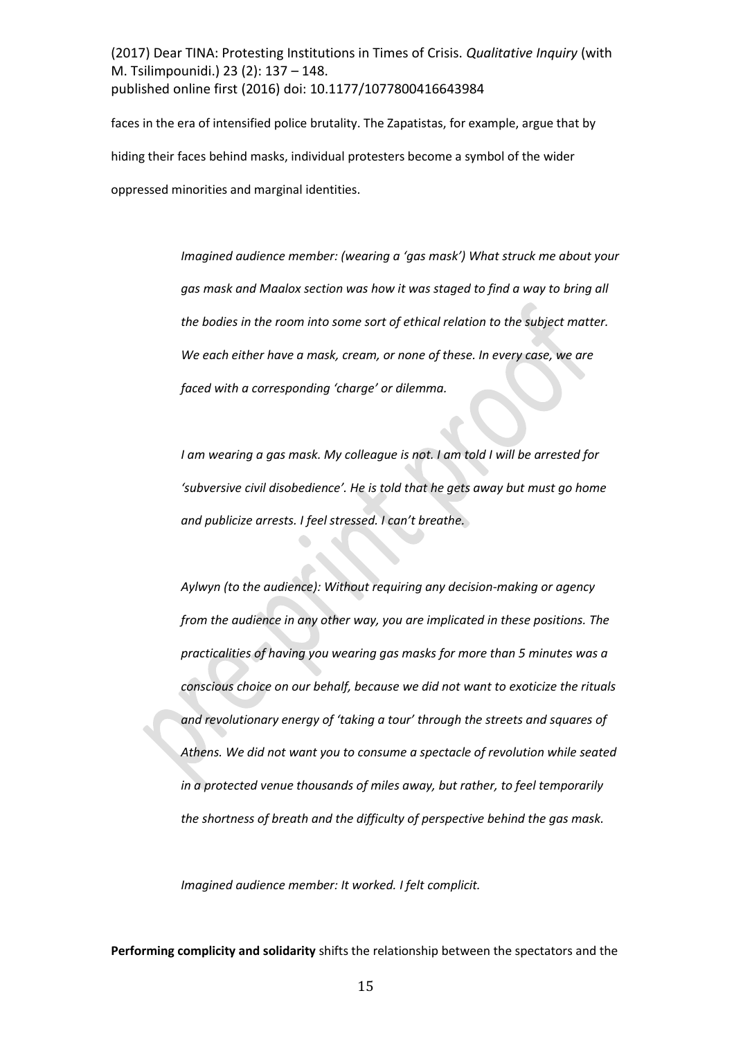faces in the era of intensified police brutality. The Zapatistas, for example, argue that by hiding their faces behind masks, individual protesters become a symbol of the wider oppressed minorities and marginal identities.

> *Imagined audience member: (wearing a 'gas mask') What struck me about your gas mask and Maalox section was how it was staged to find a way to bring all the bodies in the room into some sort of ethical relation to the subject matter. We each either have a mask, cream, or none of these. In every case, we are faced with a corresponding 'charge' or dilemma.*
>
> *I am wearing a gas mask. My colleague is not. I am told I will be arrested for 'subversive civil disobedience'. He is told that he gets away but must go home and publicize arrests. I feel stressed. I can't breathe.*
>
> *Aylwyn (to the audience): Without requiring any decision-making or agency from the audience in any other way, you are implicated in these positions. The practicalities of having you wearing gas masks for more than 5 minutes was a conscious choice on our behalf, because we did not want to exoticize the rituals and revolutionary energy of 'taking a tour' through the streets and squares of Athens. We did not want you to consume a spectacle of revolution while seated in a protected venue thousands of miles away, but rather, to feel temporarily the shortness of breath and the difficulty of perspective behind the gas mask.*
>
> *Imagined audience member: It worked. I felt complicit.*

**Performing complicity and solidarity** shifts the relationship between the spectators and the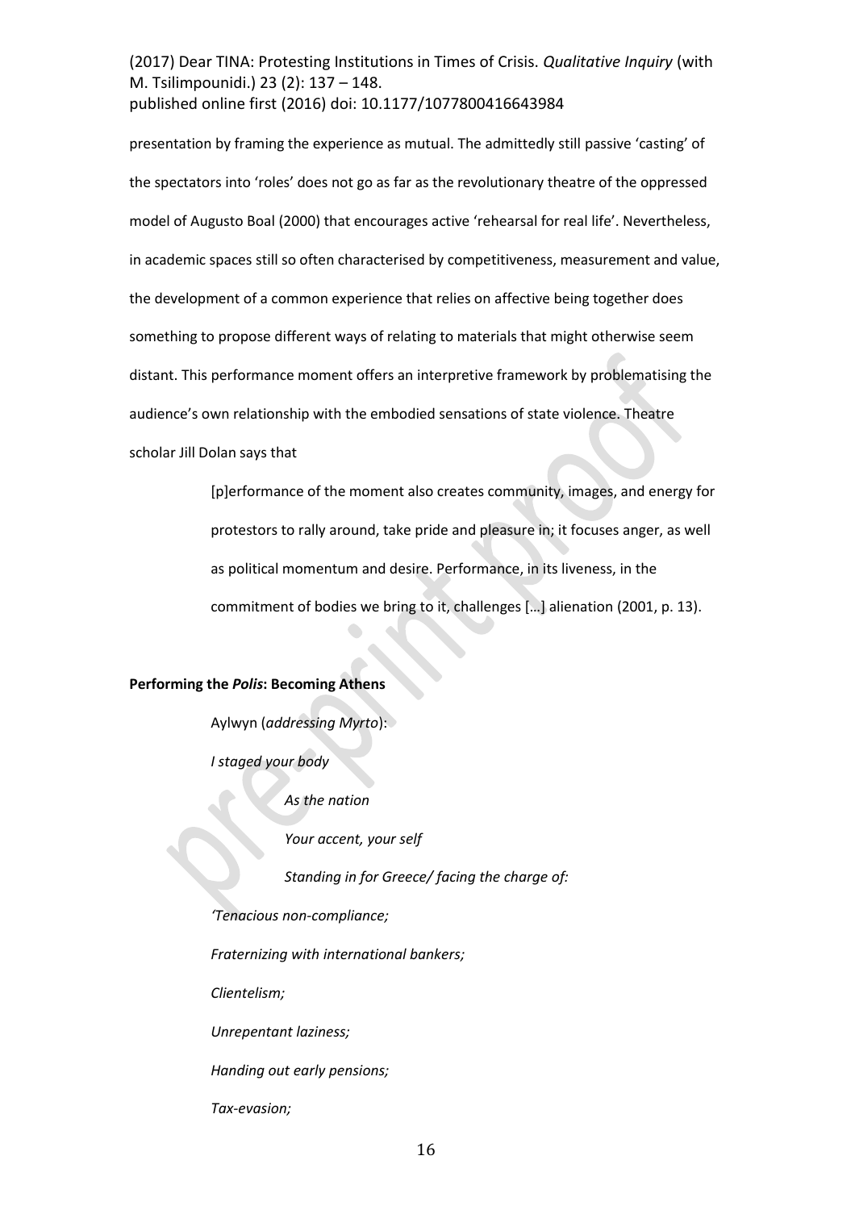presentation by framing the experience as mutual. The admittedly still passive 'casting' of the spectators into 'roles' does not go as far as the revolutionary theatre of the oppressed model of Augusto Boal (2000) that encourages active 'rehearsal for real life'. Nevertheless, in academic spaces still so often characterised by competitiveness, measurement and value, the development of a common experience that relies on affective being together does something to propose different ways of relating to materials that might otherwise seem distant. This performance moment offers an interpretive framework by problematising the audience's own relationship with the embodied sensations of state violence. Theatre scholar Jill Dolan says that

> [p]erformance of the moment also creates community, images, and energy for protestors to rally around, take pride and pleasure in; it focuses anger, as well as political momentum and desire. Performance, in its liveness, in the commitment of bodies we bring to it, challenges […] alienation (2001, p. 13).

**Performing the *Polis*: Becoming Athens**

Aylwyn (*addressing Myrto*):

*I staged your body*

*As the nation*

*Your accent, your self*

*Standing in for Greece/ facing the charge of:*

*'Tenacious non-compliance;*

*Fraternizing with international bankers;*

*Clientelism;*

*Unrepentant laziness;*

*Handing out early pensions;*

*Tax-evasion;*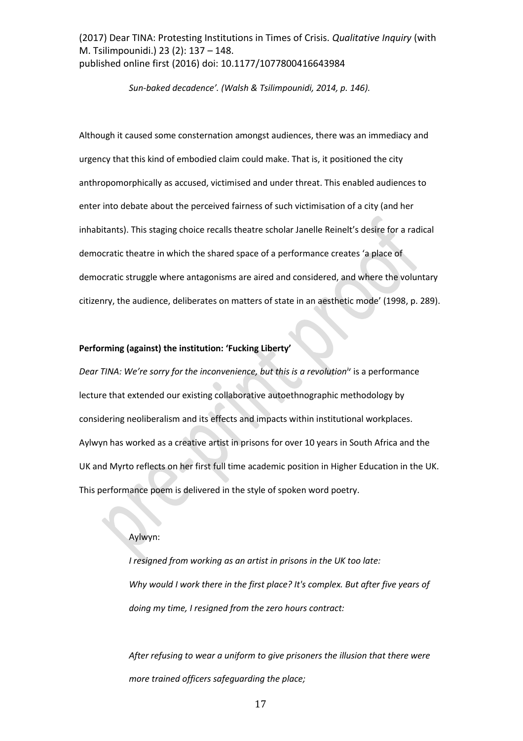*Sun-baked decadence'. (Walsh & Tsilimpounidi, 2014, p. 146).*

Although it caused some consternation amongst audiences, there was an immediacy and urgency that this kind of embodied claim could make. That is, it positioned the city anthropomorphically as accused, victimised and under threat. This enabled audiences to enter into debate about the perceived fairness of such victimisation of a city (and her inhabitants). This staging choice recalls theatre scholar Janelle Reinelt's desire for a radical democratic theatre in which the shared space of a performance creates 'a place of democratic struggle where antagonisms are aired and considered, and where the voluntary citizenry, the audience, deliberates on matters of state in an aesthetic mode' (1998, p. 289).

**Performing (against) the institution: 'Fucking Liberty'**

*Dear TINA: We're sorry for the inconvenience, but this is a revolution*[iv] is a performance lecture that extended our existing collaborative autoethnographic methodology by considering neoliberalism and its effects and impacts within institutional workplaces. Aylwyn has worked as a creative artist in prisons for over 10 years in South Africa and the UK and Myrto reflects on her first full time academic position in Higher Education in the UK. This performance poem is delivered in the style of spoken word poetry.

Aylwyn:

*I resigned from working as an artist in prisons in the UK too late:*
*Why would I work there in the first place? It's complex. But after five years of doing my time, I resigned from the zero hours contract:*

*After refusing to wear a uniform to give prisoners the illusion that there were more trained officers safeguarding the place;*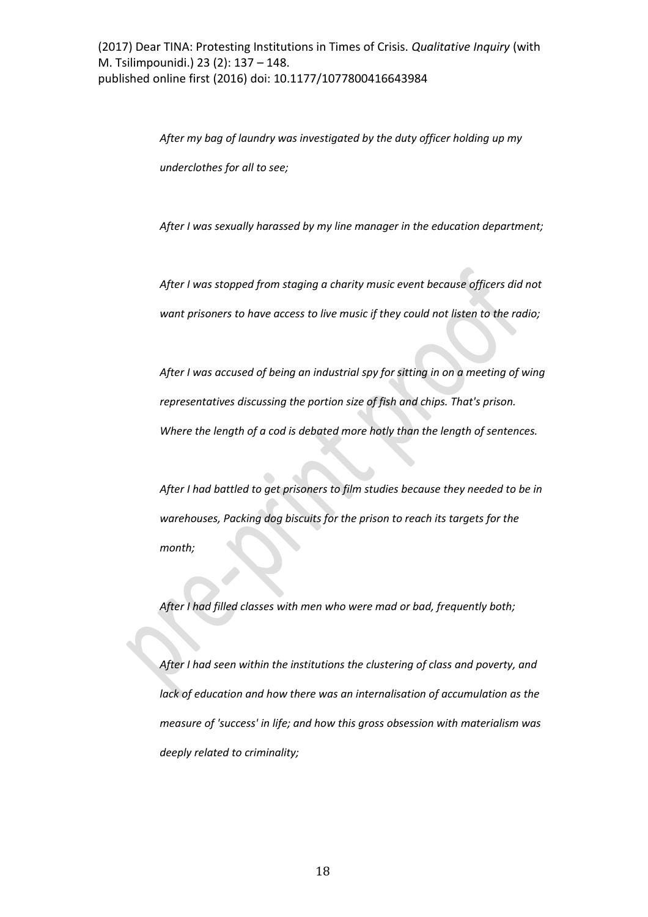*After my bag of laundry was investigated by the duty officer holding up my underclothes for all to see;*

*After I was sexually harassed by my line manager in the education department;*

*After I was stopped from staging a charity music event because officers did not want prisoners to have access to live music if they could not listen to the radio;*

*After I was accused of being an industrial spy for sitting in on a meeting of wing representatives discussing the portion size of fish and chips. That's prison. Where the length of a cod is debated more hotly than the length of sentences.*

*After I had battled to get prisoners to film studies because they needed to be in warehouses, Packing dog biscuits for the prison to reach its targets for the month;*

*After I had filled classes with men who were mad or bad, frequently both;*

*After I had seen within the institutions the clustering of class and poverty, and lack of education and how there was an internalisation of accumulation as the measure of 'success' in life; and how this gross obsession with materialism was deeply related to criminality;*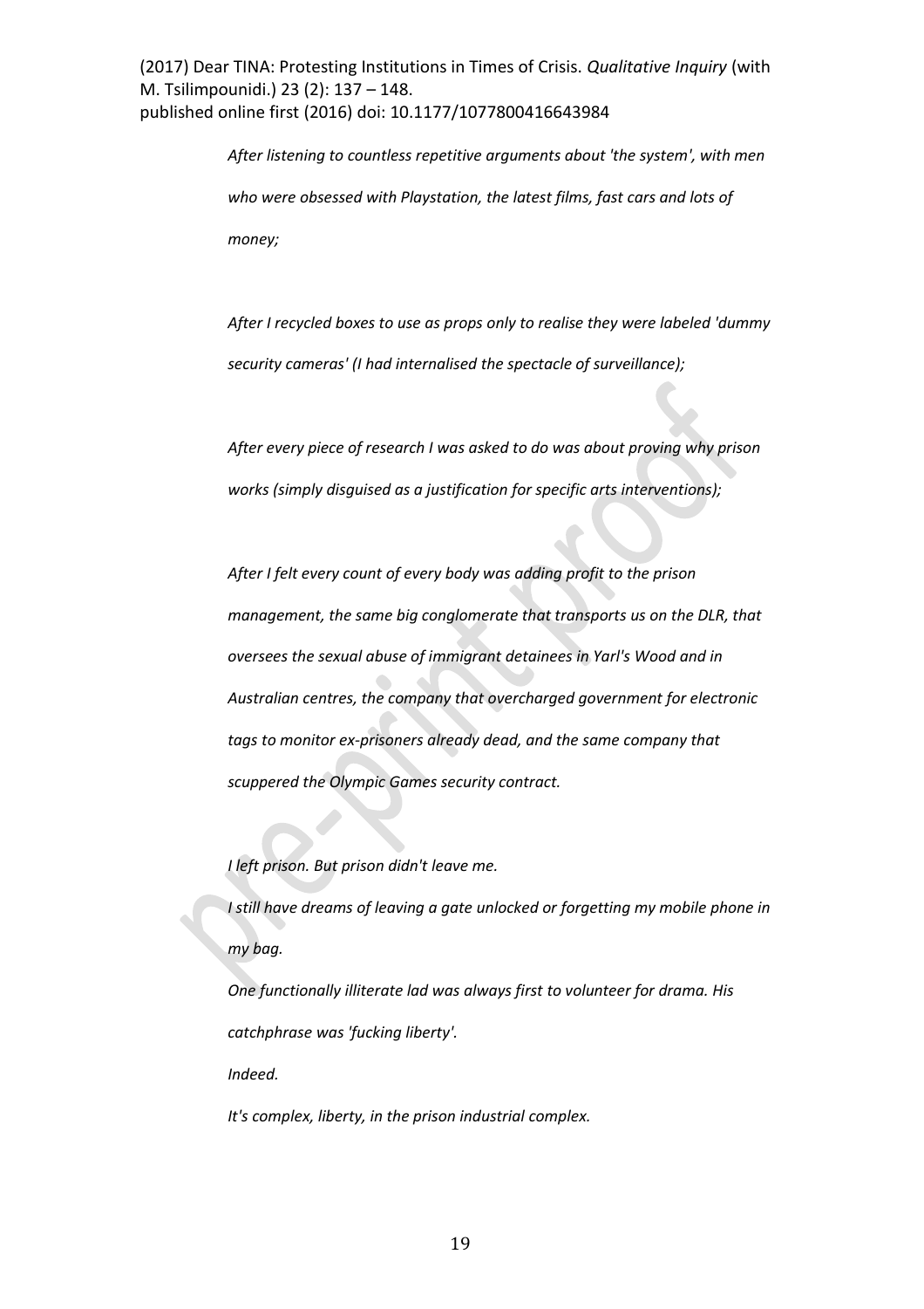*After listening to countless repetitive arguments about 'the system', with men who were obsessed with Playstation, the latest films, fast cars and lots of money;*

*After I recycled boxes to use as props only to realise they were labeled 'dummy security cameras' (I had internalised the spectacle of surveillance);*

*After every piece of research I was asked to do was about proving why prison works (simply disguised as a justification for specific arts interventions);*

*After I felt every count of every body was adding profit to the prison management, the same big conglomerate that transports us on the DLR, that oversees the sexual abuse of immigrant detainees in Yarl's Wood and in Australian centres, the company that overcharged government for electronic tags to monitor ex-prisoners already dead, and the same company that scuppered the Olympic Games security contract.*

*I left prison. But prison didn't leave me.*

*I still have dreams of leaving a gate unlocked or forgetting my mobile phone in my bag.*

*One functionally illiterate lad was always first to volunteer for drama. His catchphrase was 'fucking liberty'.*

*Indeed.*

*It's complex, liberty, in the prison industrial complex.*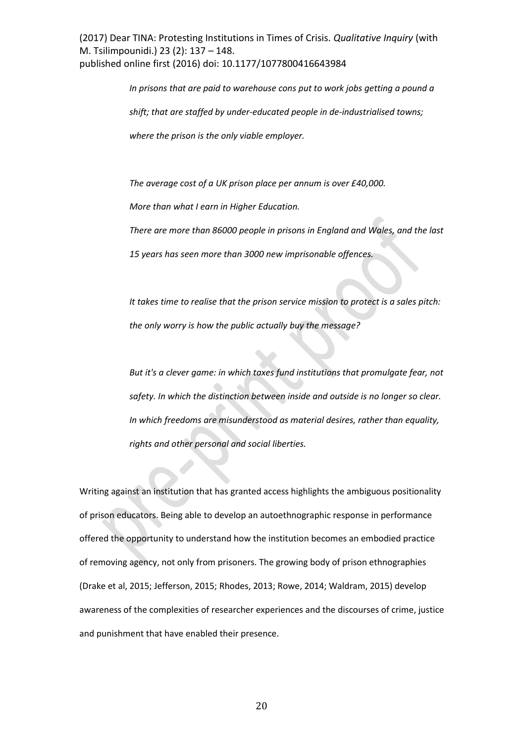*In prisons that are paid to warehouse cons put to work jobs getting a pound a shift; that are staffed by under-educated people in de-industrialised towns; where the prison is the only viable employer.*

*The average cost of a UK prison place per annum is over £40,000.*
*More than what I earn in Higher Education.*
*There are more than 86000 people in prisons in England and Wales, and the last 15 years has seen more than 3000 new imprisonable offences.*

*It takes time to realise that the prison service mission to protect is a sales pitch: the only worry is how the public actually buy the message?*

*But it's a clever game: in which taxes fund institutions that promulgate fear, not safety. In which the distinction between inside and outside is no longer so clear. In which freedoms are misunderstood as material desires, rather than equality, rights and other personal and social liberties.*

Writing against an institution that has granted access highlights the ambiguous positionality of prison educators. Being able to develop an autoethnographic response in performance offered the opportunity to understand how the institution becomes an embodied practice of removing agency, not only from prisoners. The growing body of prison ethnographies (Drake et al, 2015; Jefferson, 2015; Rhodes, 2013; Rowe, 2014; Waldram, 2015) develop awareness of the complexities of researcher experiences and the discourses of crime, justice and punishment that have enabled their presence.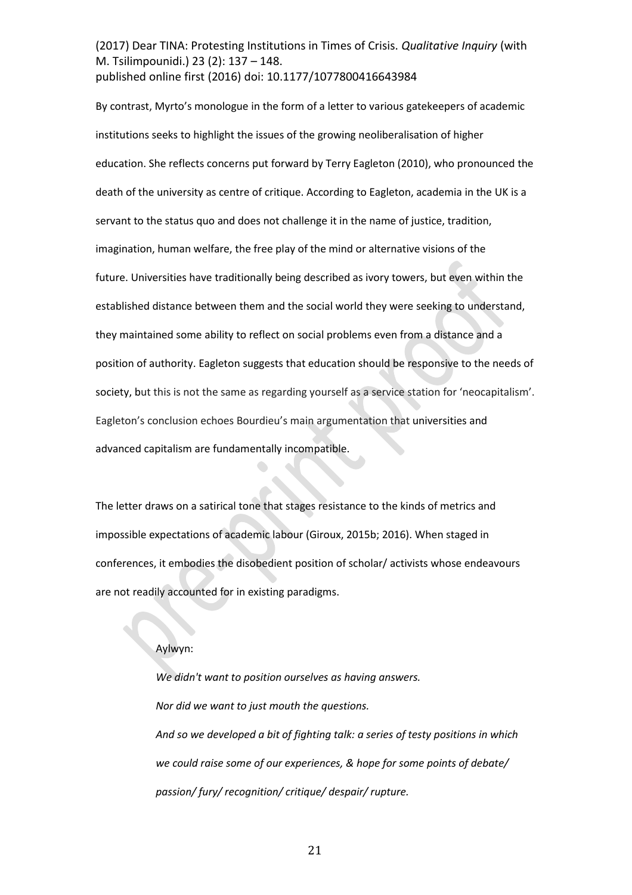By contrast, Myrto's monologue in the form of a letter to various gatekeepers of academic institutions seeks to highlight the issues of the growing neoliberalisation of higher education. She reflects concerns put forward by Terry Eagleton (2010), who pronounced the death of the university as centre of critique. According to Eagleton, academia in the UK is a servant to the status quo and does not challenge it in the name of justice, tradition, imagination, human welfare, the free play of the mind or alternative visions of the future. Universities have traditionally being described as ivory towers, but even within the established distance between them and the social world they were seeking to understand, they maintained some ability to reflect on social problems even from a distance and a position of authority. Eagleton suggests that education should be responsive to the needs of society, but this is not the same as regarding yourself as a service station for 'neocapitalism'. Eagleton's conclusion echoes Bourdieu's main argumentation that universities and advanced capitalism are fundamentally incompatible.

The letter draws on a satirical tone that stages resistance to the kinds of metrics and impossible expectations of academic labour (Giroux, 2015b; 2016). When staged in conferences, it embodies the disobedient position of scholar/ activists whose endeavours are not readily accounted for in existing paradigms.

> Aylwyn:
>
> *We didn't want to position ourselves as having answers.*
>
> *Nor did we want to just mouth the questions.*
>
> *And so we developed a bit of fighting talk: a series of testy positions in which we could raise some of our experiences, & hope for some points of debate/ passion/ fury/ recognition/ critique/ despair/ rupture.*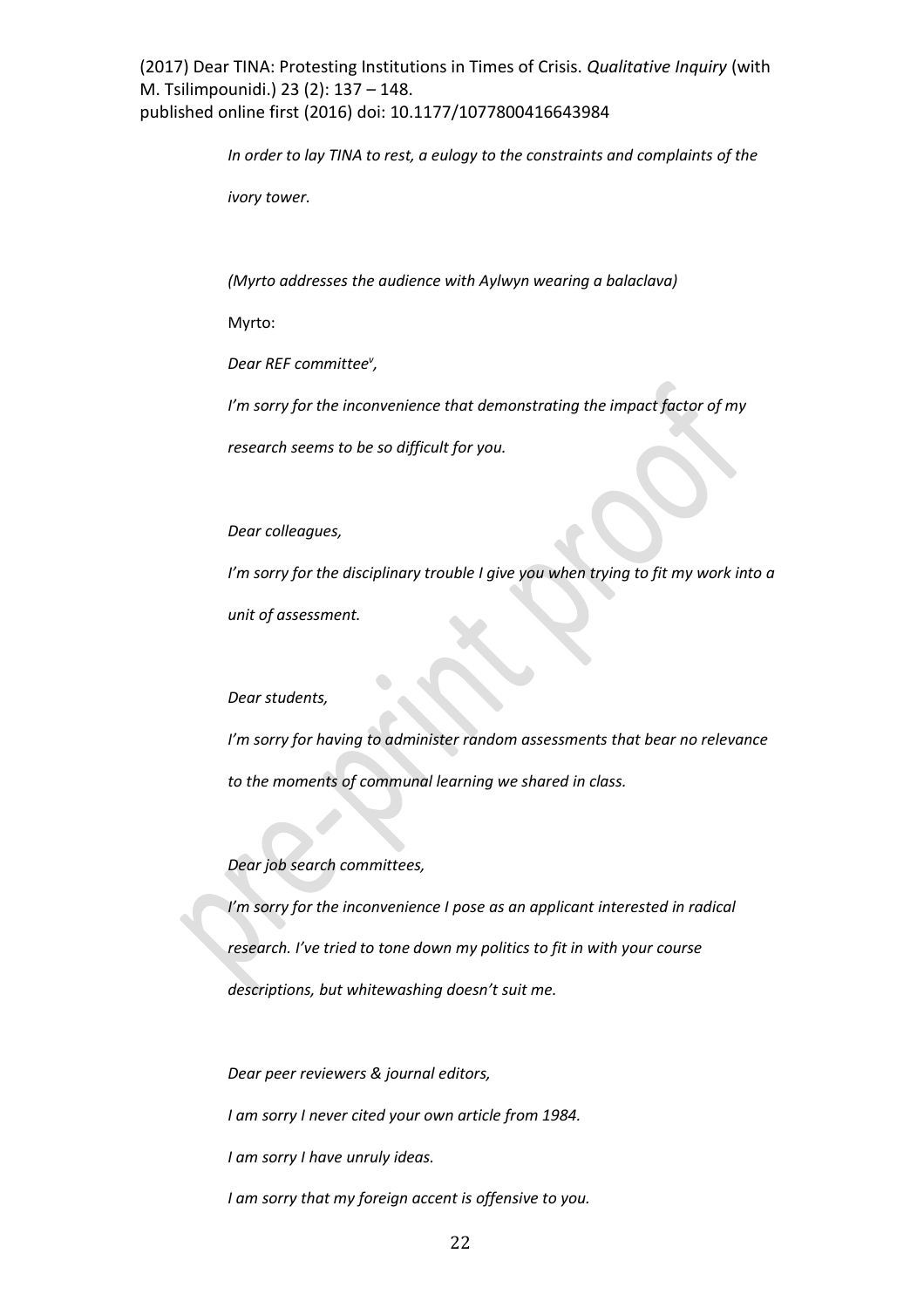*In order to lay TINA to rest, a eulogy to the constraints and complaints of the ivory tower.*

*(Myrto addresses the audience with Aylwyn wearing a balaclava)*

Myrto:

*Dear REF committee[v],*

*I'm sorry for the inconvenience that demonstrating the impact factor of my research seems to be so difficult for you.*

*Dear colleagues,*

*I'm sorry for the disciplinary trouble I give you when trying to fit my work into a unit of assessment.*

*Dear students,*

*I'm sorry for having to administer random assessments that bear no relevance to the moments of communal learning we shared in class.*

*Dear job search committees,*

*I'm sorry for the inconvenience I pose as an applicant interested in radical research. I've tried to tone down my politics to fit in with your course descriptions, but whitewashing doesn't suit me.*

*Dear peer reviewers & journal editors,*

*I am sorry I never cited your own article from 1984.*

*I am sorry I have unruly ideas.*

*I am sorry that my foreign accent is offensive to you.*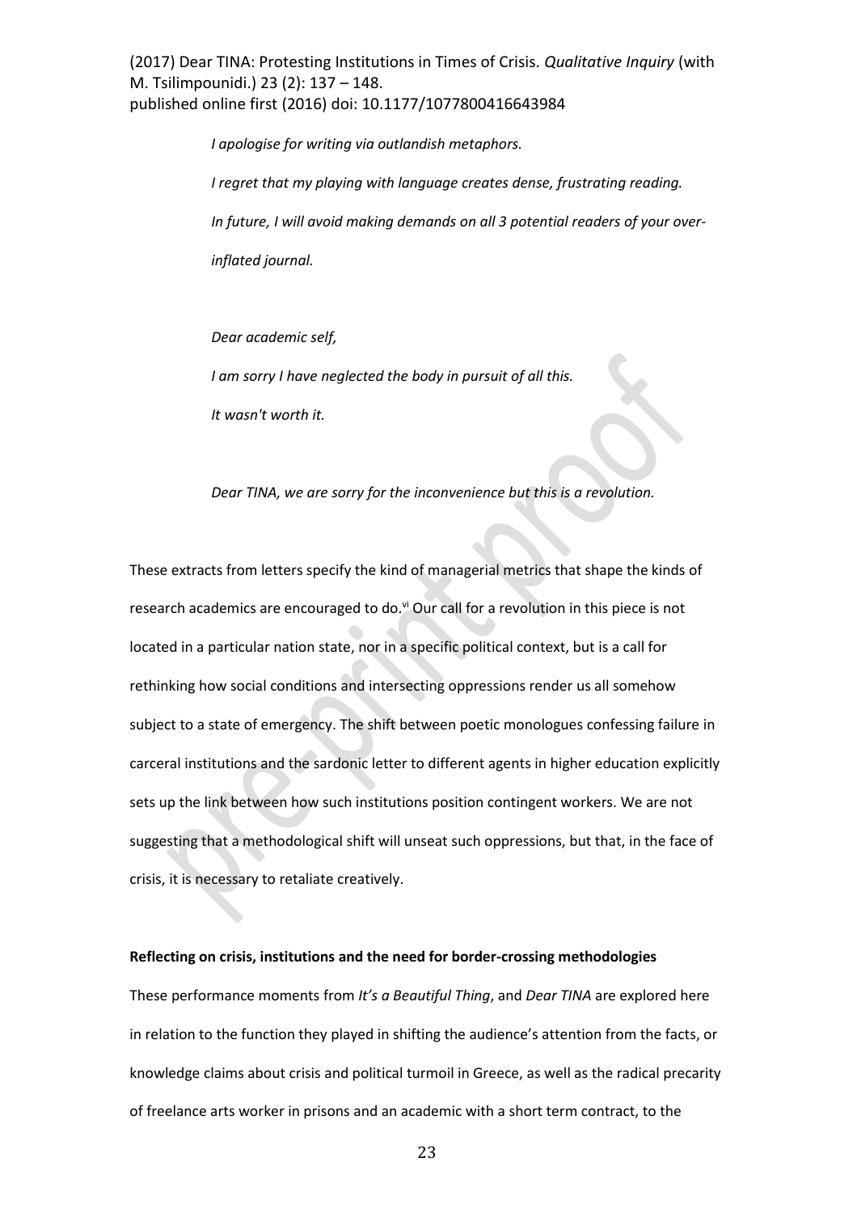*I apologise for writing via outlandish metaphors.*

*I regret that my playing with language creates dense, frustrating reading.*

*In future, I will avoid making demands on all 3 potential readers of your over-inflated journal.*

*Dear academic self,*

*I am sorry I have neglected the body in pursuit of all this.*

*It wasn't worth it.*

*Dear TINA, we are sorry for the inconvenience but this is a revolution.*

These extracts from letters specify the kind of managerial metrics that shape the kinds of research academics are encouraged to do.[vi] Our call for a revolution in this piece is not located in a particular nation state, nor in a specific political context, but is a call for rethinking how social conditions and intersecting oppressions render us all somehow subject to a state of emergency. The shift between poetic monologues confessing failure in carceral institutions and the sardonic letter to different agents in higher education explicitly sets up the link between how such institutions position contingent workers. We are not suggesting that a methodological shift will unseat such oppressions, but that, in the face of crisis, it is necessary to retaliate creatively.

**Reflecting on crisis, institutions and the need for border-crossing methodologies**

These performance moments from *It's a Beautiful Thing*, and *Dear TINA* are explored here in relation to the function they played in shifting the audience's attention from the facts, or knowledge claims about crisis and political turmoil in Greece, as well as the radical precarity of freelance arts worker in prisons and an academic with a short term contract, to the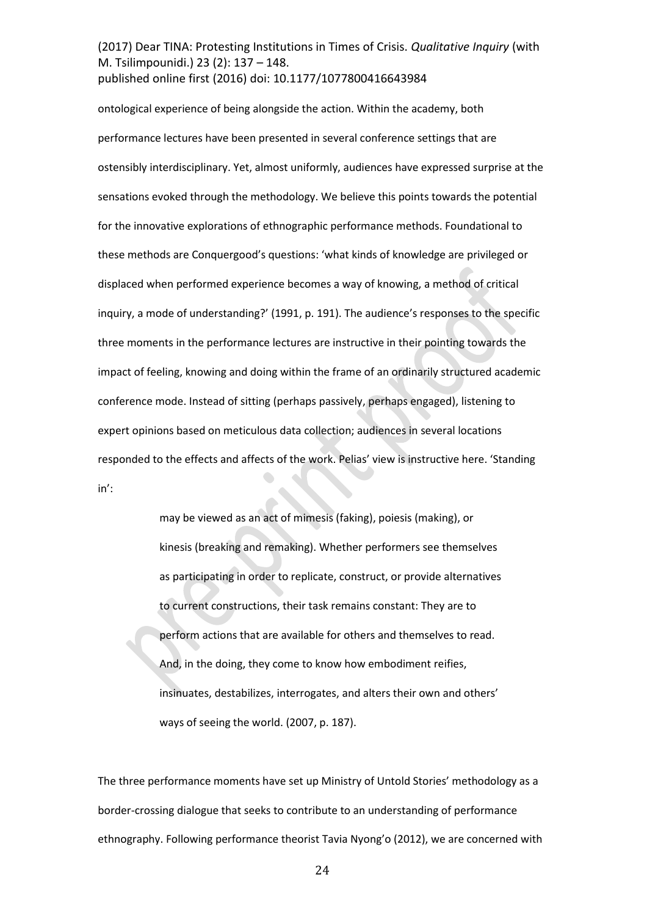ontological experience of being alongside the action. Within the academy, both performance lectures have been presented in several conference settings that are ostensibly interdisciplinary. Yet, almost uniformly, audiences have expressed surprise at the sensations evoked through the methodology. We believe this points towards the potential for the innovative explorations of ethnographic performance methods. Foundational to these methods are Conquergood's questions: 'what kinds of knowledge are privileged or displaced when performed experience becomes a way of knowing, a method of critical inquiry, a mode of understanding?' (1991, p. 191). The audience's responses to the specific three moments in the performance lectures are instructive in their pointing towards the impact of feeling, knowing and doing within the frame of an ordinarily structured academic conference mode. Instead of sitting (perhaps passively, perhaps engaged), listening to expert opinions based on meticulous data collection; audiences in several locations responded to the effects and affects of the work. Pelias' view is instructive here. 'Standing in':

> may be viewed as an act of mimesis (faking), poiesis (making), or kinesis (breaking and remaking). Whether performers see themselves as participating in order to replicate, construct, or provide alternatives to current constructions, their task remains constant: They are to perform actions that are available for others and themselves to read. And, in the doing, they come to know how embodiment reifies, insinuates, destabilizes, interrogates, and alters their own and others' ways of seeing the world. (2007, p. 187).

The three performance moments have set up Ministry of Untold Stories' methodology as a border-crossing dialogue that seeks to contribute to an understanding of performance ethnography. Following performance theorist Tavia Nyong'o (2012), we are concerned with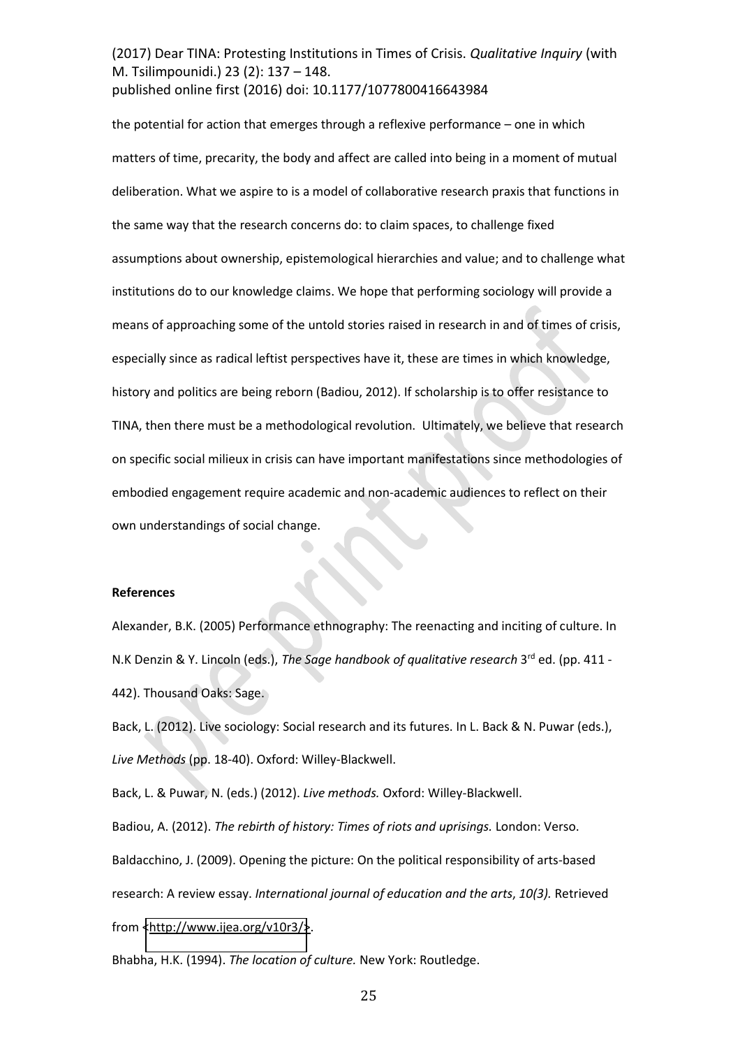the potential for action that emerges through a reflexive performance – one in which matters of time, precarity, the body and affect are called into being in a moment of mutual deliberation. What we aspire to is a model of collaborative research praxis that functions in the same way that the research concerns do: to claim spaces, to challenge fixed assumptions about ownership, epistemological hierarchies and value; and to challenge what institutions do to our knowledge claims. We hope that performing sociology will provide a means of approaching some of the untold stories raised in research in and of times of crisis, especially since as radical leftist perspectives have it, these are times in which knowledge, history and politics are being reborn (Badiou, 2012). If scholarship is to offer resistance to TINA, then there must be a methodological revolution. Ultimately, we believe that research on specific social milieux in crisis can have important manifestations since methodologies of embodied engagement require academic and non-academic audiences to reflect on their own understandings of social change.

**References**

Alexander, B.K. (2005) Performance ethnography: The reenacting and inciting of culture. In N.K Denzin & Y. Lincoln (eds.), *The Sage handbook of qualitative research* 3rd ed. (pp. 411 - 442). Thousand Oaks: Sage.

Back, L. (2012). Live sociology: Social research and its futures. In L. Back & N. Puwar (eds.), *Live Methods* (pp. 18-40). Oxford: Willey-Blackwell.

Back, L. & Puwar, N. (eds.) (2012). *Live methods.* Oxford: Willey-Blackwell.

Badiou, A. (2012). *The rebirth of history: Times of riots and uprisings.* London: Verso.

Baldacchino, J. (2009). Opening the picture: On the political responsibility of arts-based research: A review essay. *International journal of education and the arts*, *10(3).* Retrieved from <http://www.ijea.org/v10r3/>.

Bhabha, H.K. (1994). *The location of culture.* New York: Routledge.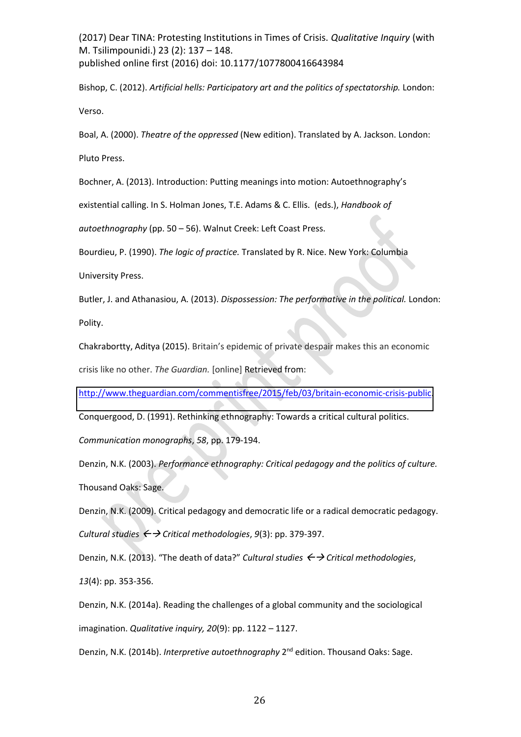Bishop, C. (2012). *Artificial hells: Participatory art and the politics of spectatorship.* London: Verso.

Boal, A. (2000). *Theatre of the oppressed* (New edition). Translated by A. Jackson. London: Pluto Press.

Bochner, A. (2013). Introduction: Putting meanings into motion: Autoethnography's existential calling. In S. Holman Jones, T.E. Adams & C. Ellis. (eds.), *Handbook of autoethnography* (pp. 50 – 56). Walnut Creek: Left Coast Press.

Bourdieu, P. (1990). *The logic of practice.* Translated by R. Nice. New York: Columbia University Press.

Butler, J. and Athanasiou, A. (2013). *Dispossession: The performative in the political.* London: Polity.

Chakrabortty, Aditya (2015). Britain's epidemic of private despair makes this an economic crisis like no other. *The Guardian.* [online] Retrieved from: http://www.theguardian.com/commentisfree/2015/feb/03/britain-economic-crisis-public

Conquergood, D. (1991). Rethinking ethnography: Towards a critical cultural politics. *Communication monographs*, *58*, pp. 179-194.

Denzin, N.K. (2003). *Performance ethnography: Critical pedagogy and the politics of culture.* Thousand Oaks: Sage.

Denzin, N.K. (2009). Critical pedagogy and democratic life or a radical democratic pedagogy. *Cultural studies ←→ Critical methodologies*, *9*(3): pp. 379-397.

Denzin, N.K. (2013). "The death of data?" *Cultural studies ←→ Critical methodologies*, *13*(4): pp. 353-356.

Denzin, N.K. (2014a). Reading the challenges of a global community and the sociological imagination. *Qualitative inquiry, 20*(9): pp. 1122 – 1127.

Denzin, N.K. (2014b). *Interpretive autoethnography* 2nd edition. Thousand Oaks: Sage.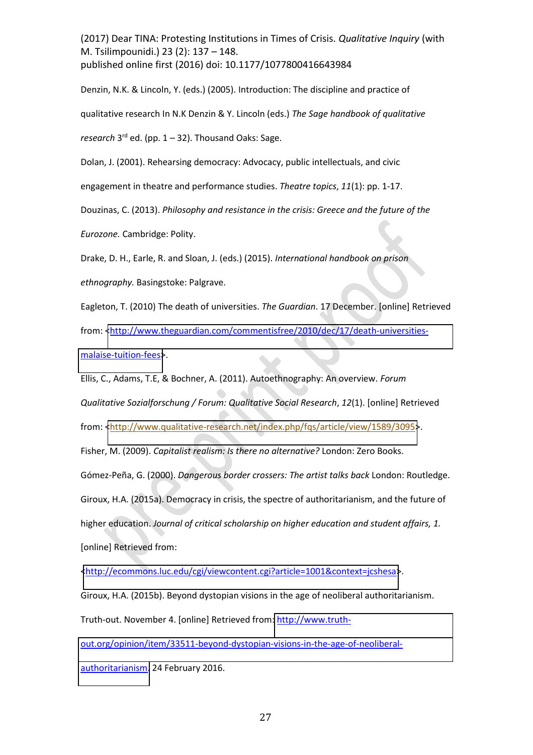(2017) Dear TINA: Protesting Institutions in Times of Crisis. *Qualitative Inquiry* (with M. Tsilimpounidi.) 23 (2): 137 – 148.
published online first (2016) doi: 10.1177/1077800416643984

Denzin, N.K. & Lincoln, Y. (eds.) (2005). Introduction: The discipline and practice of qualitative research In N.K Denzin & Y. Lincoln (eds.) *The Sage handbook of qualitative research* 3rd ed. (pp. 1 – 32). Thousand Oaks: Sage.

Dolan, J. (2001). Rehearsing democracy: Advocacy, public intellectuals, and civic engagement in theatre and performance studies. *Theatre topics*, *11*(1): pp. 1-17.

Douzinas, C. (2013). *Philosophy and resistance in the crisis: Greece and the future of the Eurozone.* Cambridge: Polity.

Drake, D. H., Earle, R. and Sloan, J. (eds.) (2015). *International handbook on prison ethnography.* Basingstoke: Palgrave.

Eagleton, T. (2010) The death of universities. *The Guardian*. 17 December. [online] Retrieved from: <http://www.theguardian.com/commentisfree/2010/dec/17/death-universities-malaise-tuition-fees>.

Ellis, C., Adams, T.E, & Bochner, A. (2011). Autoethnography: An overview. *Forum Qualitative Sozialforschung / Forum: Qualitative Social Research*, *12*(1). [online] Retrieved from: <http://www.qualitative-research.net/index.php/fqs/article/view/1589/3095>.

Fisher, M. (2009). *Capitalist realism: Is there no alternative?* London: Zero Books.

Gómez-Peña, G. (2000). *Dangerous border crossers: The artist talks back* London: Routledge.

Giroux, H.A. (2015a). Democracy in crisis, the spectre of authoritarianism, and the future of higher education. *Journal of critical scholarship on higher education and student affairs, 1.* [online] Retrieved from: <http://ecommons.luc.edu/cgi/viewcontent.cgi?article=1001&context=jcshesa>.

Giroux, H.A. (2015b). Beyond dystopian visions in the age of neoliberal authoritarianism. Truth-out. November 4. [online] Retrieved from: http://www.truth-out.org/opinion/item/33511-beyond-dystopian-visions-in-the-age-of-neoliberal-authoritarianism. 24 February 2016.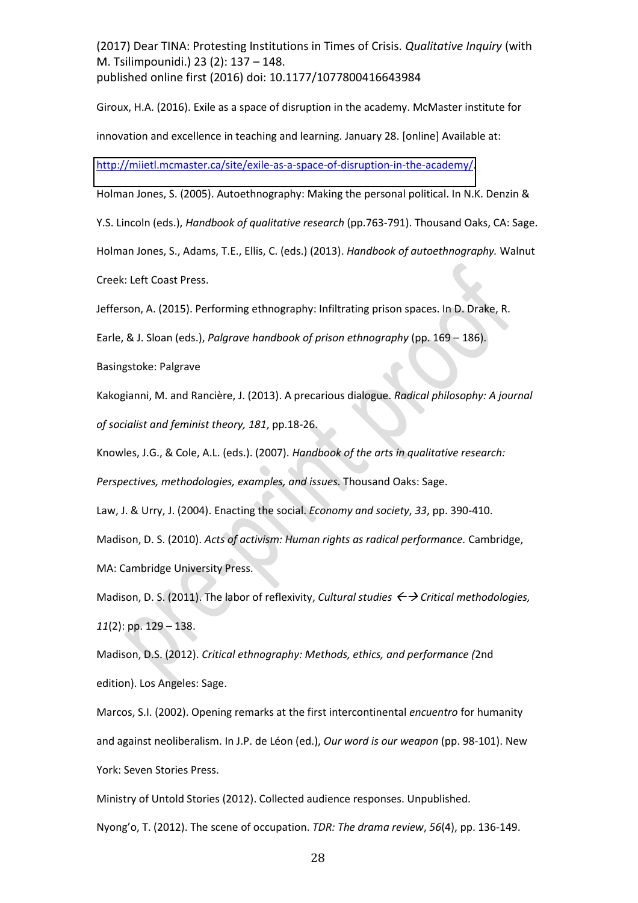(2017) Dear TINA: Protesting Institutions in Times of Crisis. *Qualitative Inquiry* (with M. Tsilimpounidi.) 23 (2): 137 – 148.
published online first (2016) doi: 10.1177/1077800416643984

Giroux, H.A. (2016). Exile as a space of disruption in the academy. McMaster institute for innovation and excellence in teaching and learning. January 28. [online] Available at: http://miietl.mcmaster.ca/site/exile-as-a-space-of-disruption-in-the-academy/.

Holman Jones, S. (2005). Autoethnography: Making the personal political. In N.K. Denzin & Y.S. Lincoln (eds.), *Handbook of qualitative research* (pp.763-791). Thousand Oaks, CA: Sage.

Holman Jones, S., Adams, T.E., Ellis, C. (eds.) (2013). *Handbook of autoethnography.* Walnut Creek: Left Coast Press.

Jefferson, A. (2015). Performing ethnography: Infiltrating prison spaces. In D. Drake, R. Earle, & J. Sloan (eds.), *Palgrave handbook of prison ethnography* (pp. 169 – 186). Basingstoke: Palgrave

Kakogianni, M. and Rancière, J. (2013). A precarious dialogue. *Radical philosophy: A journal of socialist and feminist theory, 181*, pp.18-26.

Knowles, J.G., & Cole, A.L. (eds.). (2007). *Handbook of the arts in qualitative research: Perspectives, methodologies, examples, and issues.* Thousand Oaks: Sage.

Law, J. & Urry, J. (2004). Enacting the social. *Economy and society*, *33*, pp. 390-410.

Madison, D. S. (2010). *Acts of activism: Human rights as radical performance.* Cambridge, MA: Cambridge University Press.

Madison, D. S. (2011). The labor of reflexivity, *Cultural studies ←→ Critical methodologies, 11*(2): pp. 129 – 138.

Madison, D.S. (2012). *Critical ethnography: Methods, ethics, and performance (*2nd edition). Los Angeles: Sage.

Marcos, S.I. (2002). Opening remarks at the first intercontinental *encuentro* for humanity and against neoliberalism. In J.P. de Léon (ed.), *Our word is our weapon* (pp. 98-101). New York: Seven Stories Press.

Ministry of Untold Stories (2012). Collected audience responses. Unpublished.

Nyong'o, T. (2012). The scene of occupation. *TDR: The drama review*, *56*(4), pp. 136-149.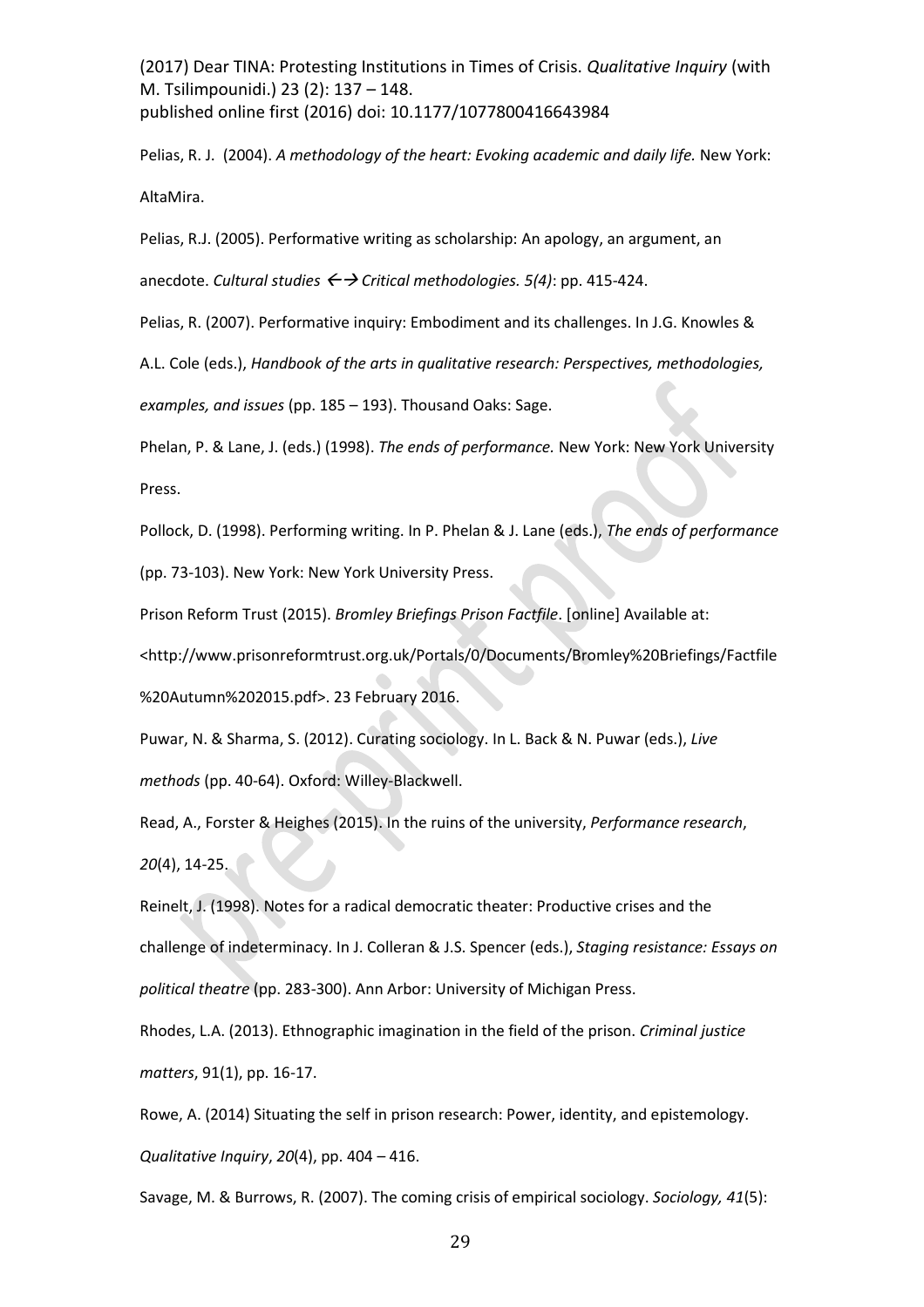(2017) Dear TINA: Protesting Institutions in Times of Crisis. *Qualitative Inquiry* (with M. Tsilimpounidi.) 23 (2): 137 – 148.
published online first (2016) doi: 10.1177/1077800416643984

Pelias, R. J. (2004). *A methodology of the heart: Evoking academic and daily life.* New York: AltaMira.

Pelias, R.J. (2005). Performative writing as scholarship: An apology, an argument, an anecdote. *Cultural studies ←→ Critical methodologies. 5(4)*: pp. 415-424.

Pelias, R. (2007). Performative inquiry: Embodiment and its challenges. In J.G. Knowles & A.L. Cole (eds.), *Handbook of the arts in qualitative research: Perspectives, methodologies, examples, and issues* (pp. 185 – 193). Thousand Oaks: Sage.

Phelan, P. & Lane, J. (eds.) (1998). *The ends of performance.* New York: New York University Press.

Pollock, D. (1998). Performing writing. In P. Phelan & J. Lane (eds.), *The ends of performance* (pp. 73-103). New York: New York University Press.

Prison Reform Trust (2015). *Bromley Briefings Prison Factfile*. [online] Available at: <http://www.prisonreformtrust.org.uk/Portals/0/Documents/Bromley%20Briefings/Factfile%20Autumn%202015.pdf>. 23 February 2016.

Puwar, N. & Sharma, S. (2012). Curating sociology. In L. Back & N. Puwar (eds.), *Live methods* (pp. 40-64). Oxford: Willey-Blackwell.

Read, A., Forster & Heighes (2015). In the ruins of the university, *Performance research*, *20*(4), 14-25.

Reinelt, J. (1998). Notes for a radical democratic theater: Productive crises and the challenge of indeterminacy. In J. Colleran & J.S. Spencer (eds.), *Staging resistance: Essays on political theatre* (pp. 283-300). Ann Arbor: University of Michigan Press.

Rhodes, L.A. (2013). Ethnographic imagination in the field of the prison. *Criminal justice matters*, 91(1), pp. 16-17.

Rowe, A. (2014) Situating the self in prison research: Power, identity, and epistemology. *Qualitative Inquiry*, *20*(4), pp. 404 – 416.

Savage, M. & Burrows, R. (2007). The coming crisis of empirical sociology. *Sociology, 41*(5):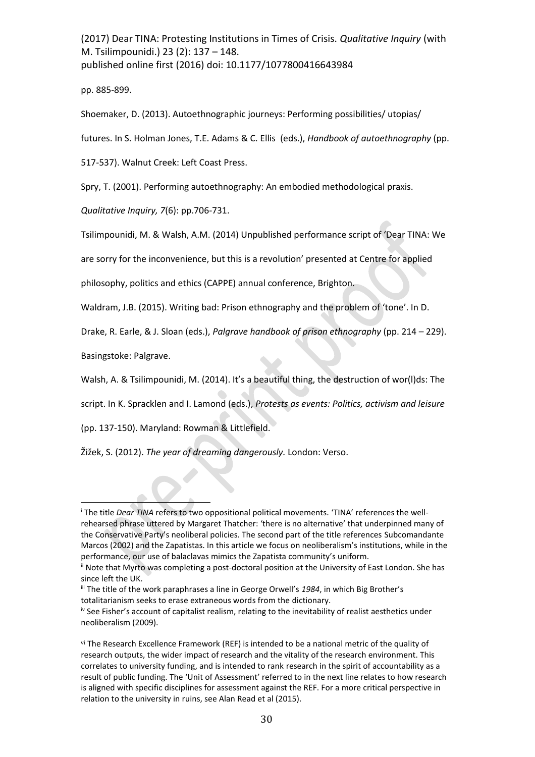pp. 885-899.

Shoemaker, D. (2013). Autoethnographic journeys: Performing possibilities/ utopias/ futures. In S. Holman Jones, T.E. Adams & C. Ellis (eds.), *Handbook of autoethnography* (pp. 517-537). Walnut Creek: Left Coast Press.

Spry, T. (2001). Performing autoethnography: An embodied methodological praxis. *Qualitative Inquiry, 7*(6): pp.706-731.

Tsilimpounidi, M. & Walsh, A.M. (2014) Unpublished performance script of 'Dear TINA: We are sorry for the inconvenience, but this is a revolution' presented at Centre for applied philosophy, politics and ethics (CAPPE) annual conference, Brighton.

Waldram, J.B. (2015). Writing bad: Prison ethnography and the problem of 'tone'. In D. Drake, R. Earle, & J. Sloan (eds.), *Palgrave handbook of prison ethnography* (pp. 214 – 229). Basingstoke: Palgrave.

Walsh, A. & Tsilimpounidi, M. (2014). It's a beautiful thing, the destruction of wor(l)ds: The script. In K. Spracklen and I. Lamond (eds.), *Protests as events: Politics, activism and leisure* (pp. 137-150). Maryland: Rowman & Littlefield.

Žižek, S. (2012). *The year of dreaming dangerously.* London: Verso.

---

[i] The title *Dear TINA* refers to two oppositional political movements. 'TINA' references the well-rehearsed phrase uttered by Margaret Thatcher: 'there is no alternative' that underpinned many of the Conservative Party's neoliberal policies. The second part of the title references Subcomandante Marcos (2002) and the Zapatistas. In this article we focus on neoliberalism's institutions, while in the performance, our use of balaclavas mimics the Zapatista community's uniform.

[ii] Note that Myrto was completing a post-doctoral position at the University of East London. She has since left the UK.

[iii] The title of the work paraphrases a line in George Orwell's *1984*, in which Big Brother's totalitarianism seeks to erase extraneous words from the dictionary.

[iv] See Fisher's account of capitalist realism, relating to the inevitability of realist aesthetics under neoliberalism (2009).

[vi] The Research Excellence Framework (REF) is intended to be a national metric of the quality of research outputs, the wider impact of research and the vitality of the research environment. This correlates to university funding, and is intended to rank research in the spirit of accountability as a result of public funding. The 'Unit of Assessment' referred to in the next line relates to how research is aligned with specific disciplines for assessment against the REF. For a more critical perspective in relation to the university in ruins, see Alan Read et al (2015).